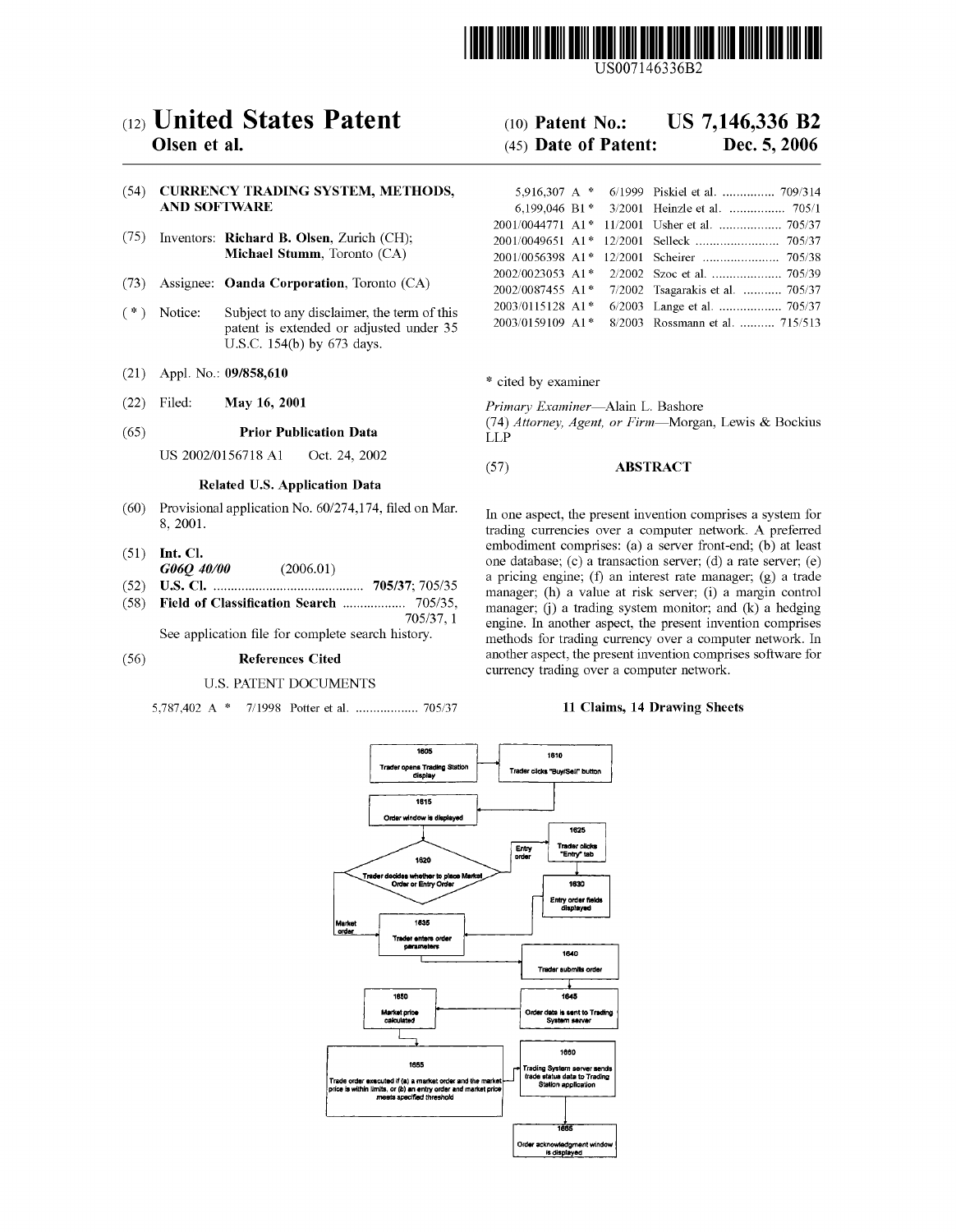US007146336B2

# (12) United States Patent
**Olsen et al.**

(10) **Patent No.: US 7,146,336 B2**

(45) **Date of Patent: Dec. 5, 2006**

(54) **CURRENCY TRADING SYSTEM, METHODS, AND SOFTWARE**

(75) Inventors: **Richard B. Olsen**, Zurich (CH); **Michael Stumm**, Toronto (CA)

(73) Assignee: **Oanda Corporation**, Toronto (CA)

(*) Notice: Subject to any disclaimer, the term of this patent is extended or adjusted under 35 U.S.C. 154(b) by 673 days.

(21) Appl. No.: **09/858,610**

(22) Filed: **May 16, 2001**

(65) **Prior Publication Data**

US 2002/0156718 A1 Oct. 24, 2002

**Related U.S. Application Data**

(60) Provisional application No. 60/274,174, filed on Mar. 8, 2001.

(51) **Int. Cl.**
*G06Q 40/00* (2006.01)

(52) **U.S. Cl.** .......................................... **705/37**; 705/35

(58) **Field of Classification Search** .................. 705/35, 705/37, 1

See application file for complete search history.

(56) **References Cited**

U.S. PATENT DOCUMENTS

| | | | |
|---|---|---|---|
| 5,787,402 A * | 7/1998 | Potter et al. | 705/37 |
| 5,916,307 A * | 6/1999 | Piskiel et al. | 709/314 |
| 6,199,046 B1 * | 3/2001 | Heinzle et al. | 705/1 |
| 2001/0044771 A1 * | 11/2001 | Usher et al. | 705/37 |
| 2001/0049651 A1 * | 12/2001 | Selleck | 705/37 |
| 2001/0056398 A1 * | 12/2001 | Scheirer | 705/38 |
| 2002/0023053 A1 * | 2/2002 | Szoc et al. | 705/39 |
| 2002/0087455 A1 * | 7/2002 | Tsagarakis et al. | 705/37 |
| 2003/0115128 A1 * | 6/2003 | Lange et al. | 705/37 |
| 2003/0159109 A1 * | 8/2003 | Rossmann et al. | 715/513 |

\* cited by examiner

*Primary Examiner*—Alain L. Bashore

(74) *Attorney, Agent, or Firm*—Morgan, Lewis & Bockius LLP

(57) **ABSTRACT**

In one aspect, the present invention comprises a system for trading currencies over a computer network. A preferred embodiment comprises: (a) a server front-end; (b) at least one database; (c) a transaction server; (d) a rate server; (e) a pricing engine; (f) an interest rate manager; (g) a trade manager; (h) a value at risk server; (i) a margin control manager; (j) a trading system monitor; and (k) a hedging engine. In another aspect, the present invention comprises methods for trading currency over a computer network. In another aspect, the present invention comprises software for currency trading over a computer network.

**11 Claims, 14 Drawing Sheets**

1605 Trader opens Trading Station display

1610 Trader clicks "Buy/Sell" button

1615 Order window is displayed

1620 Trader decides whether to place Market Order or Entry Order

Entry order

1625 Trader clicks "Entry" tab

1630 Entry order fields displayed

Market order

1635 Trader enters order parameters

1640 Trader submits order

1645 Order data is sent to Trading System server

1650 Market price calculated

1655 Trade order executed if (a) a market order and the market price is within limits, or (b) an entry order and market price meets specified threshold

1660 Trading System server sends trade status data to Trading Station application

1665 Order acknowledgment window is displayed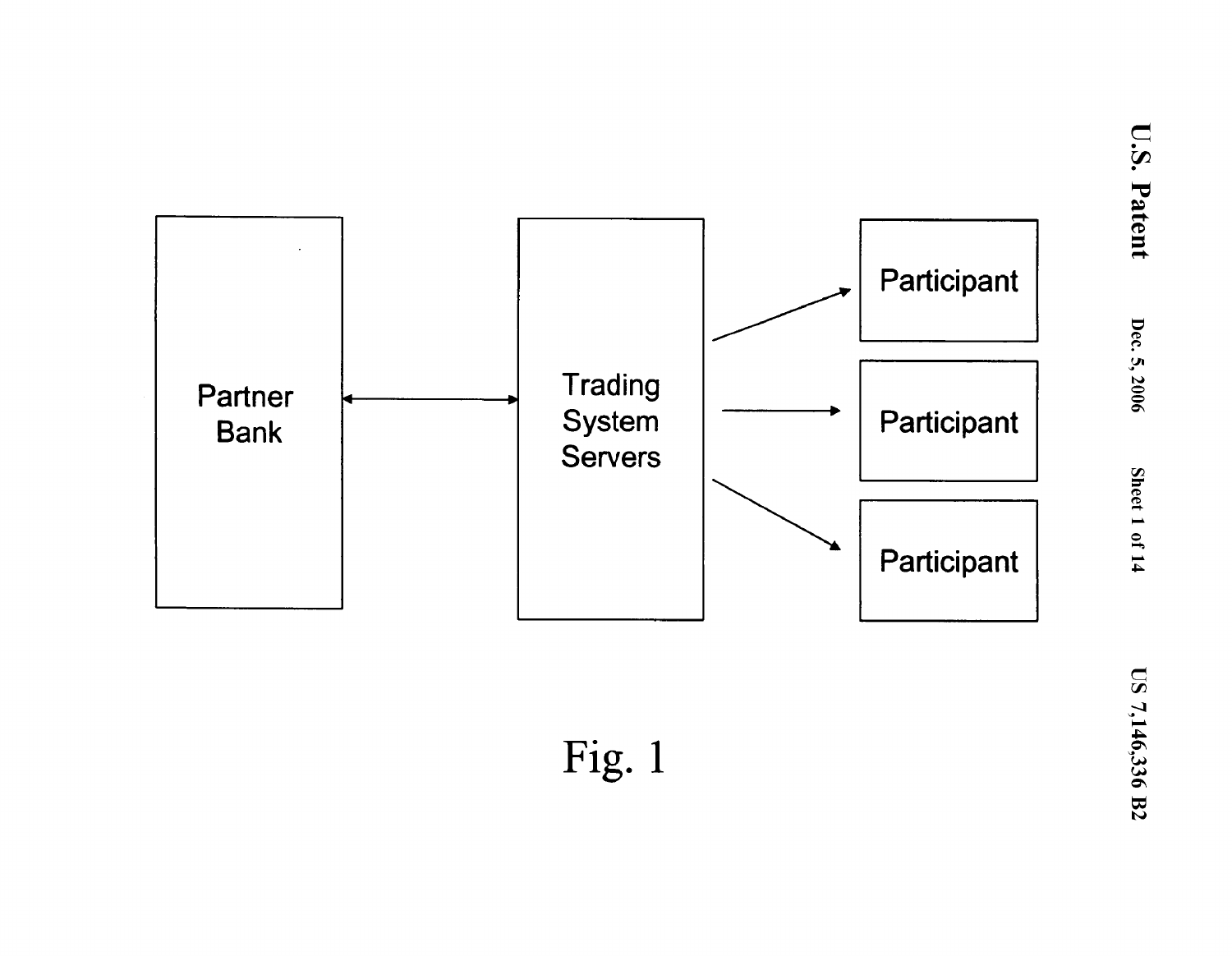Partner Bank

Trading System Servers

Participant

Participant

Participant

Fig. 1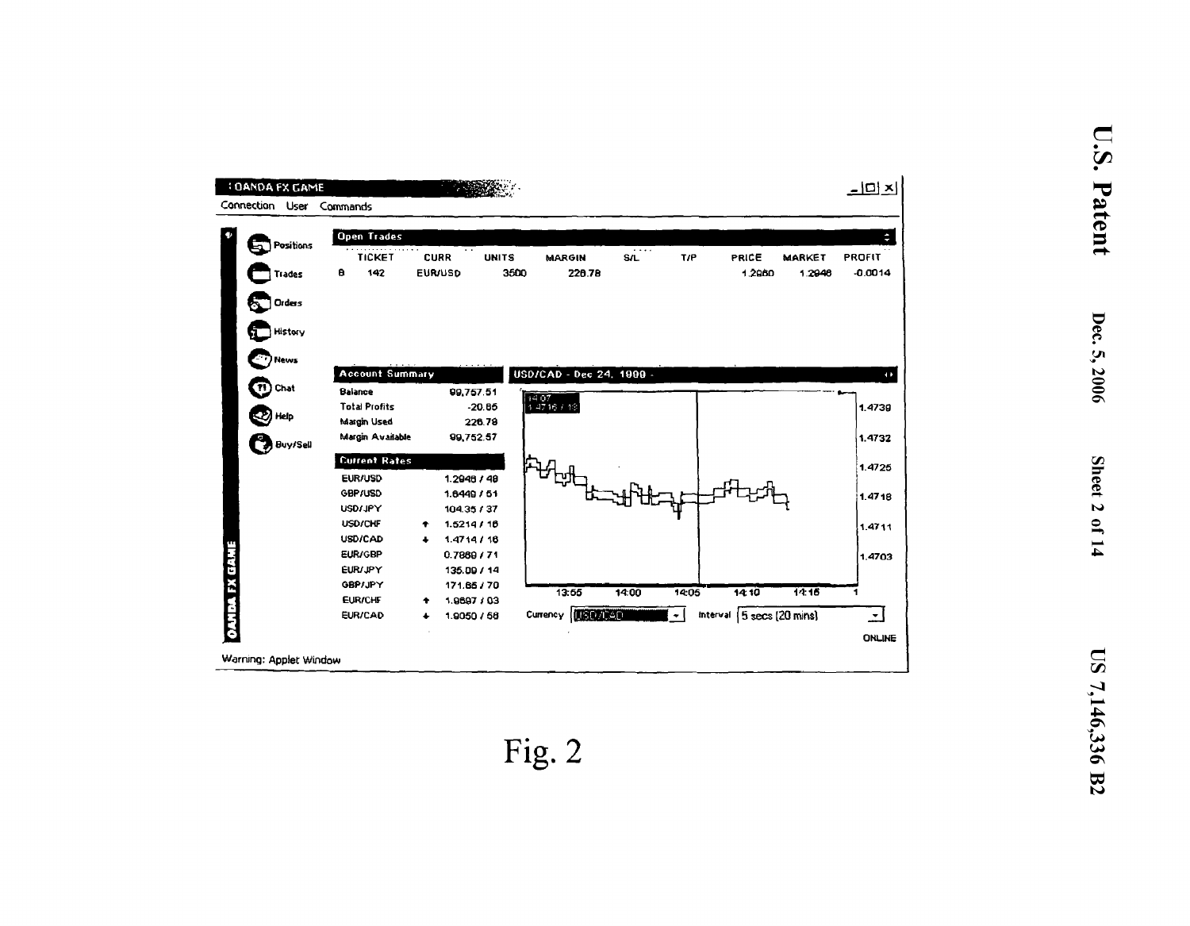OANDA FX GAME

Connection User Commands

Positions
Trades
Orders
History
News
Chat
Help
Buy/Sell

**Open Trades**

| | TICKET | CURR | UNITS | MARGIN | S/L | T/P | PRICE | MARKET | PROFIT |
|---|---|---|---|---|---|---|---|---|---|
| B | 142 | EUR/USD | 3500 | 228.78 | | | 1.2960 | 1.2946 | -0.0014 |

**Account Summary**

| | |
|---|---|
| Balance | 99,757.51 |
| Total Profits | -20.85 |
| Margin Used | 226.78 |
| Margin Available | 99,752.57 |

**Current Rates**

| | | |
|---|---|---|
| EUR/USD | | 1.2946 / 48 |
| GBP/USD | | 1.6449 / 51 |
| USD/JPY | | 104.35 / 37 |
| USD/CHF | ↑ | 1.5214 / 16 |
| USD/CAD | ↓ | 1.4714 / 16 |
| EUR/GBP | | 0.7869 / 71 |
| EUR/JPY | | 135.09 / 14 |
| GBP/JPY | | 171.65 / 70 |
| EUR/CHF | ↑ | 1.9697 / 03 |
| EUR/CAD | ↓ | 1.9050 / 58 |

USD/CAD - Dec 24, 1999 -

14:07
1.4716 / 18

1.4739
1.4732
1.4725
1.4718
1.4711
1.4703

13:55 14:00 14:05 14:10 14:15

Currency USD/CAD Interval 5 secs (20 mins)

ONLINE

Warning: Applet Window

Fig. 2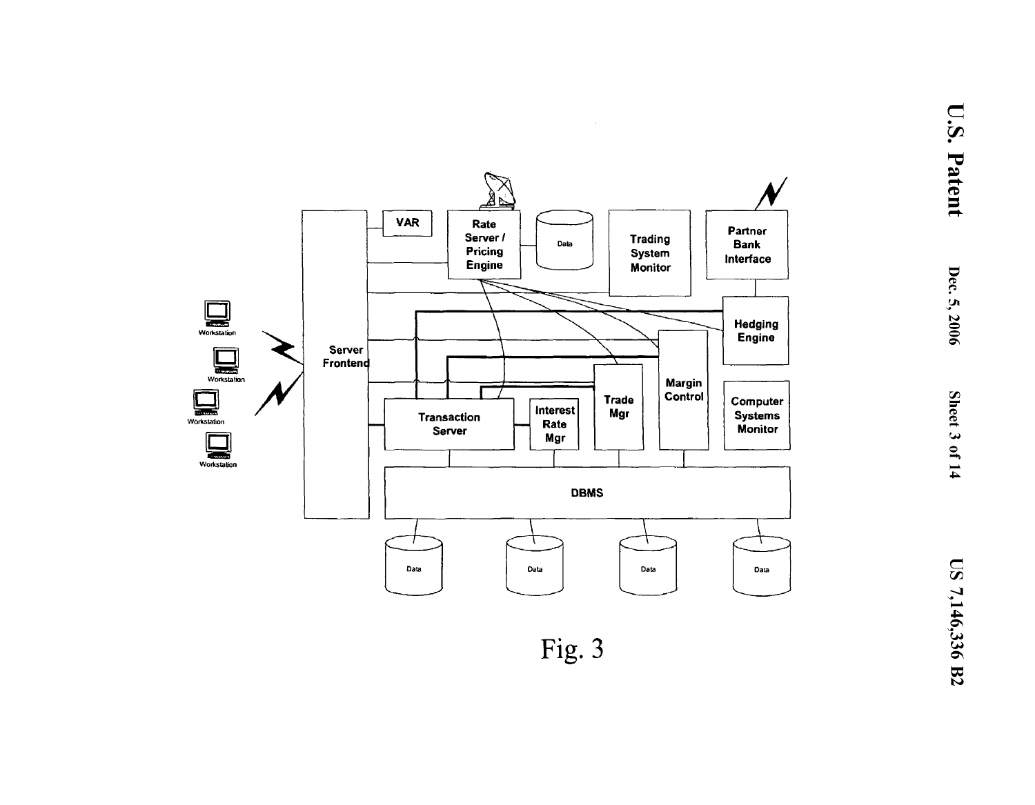VAR

Rate Server / Pricing Engine

Data

Trading System Monitor

Partner Bank Interface

Hedging Engine

Workstation

Workstation

Workstation

Workstation

Server Frontend

Margin Control

Trade Mgr

Transaction Server

Interest Rate Mgr

Computer Systems Monitor

DBMS

Data

Data

Data

Data

Fig. 3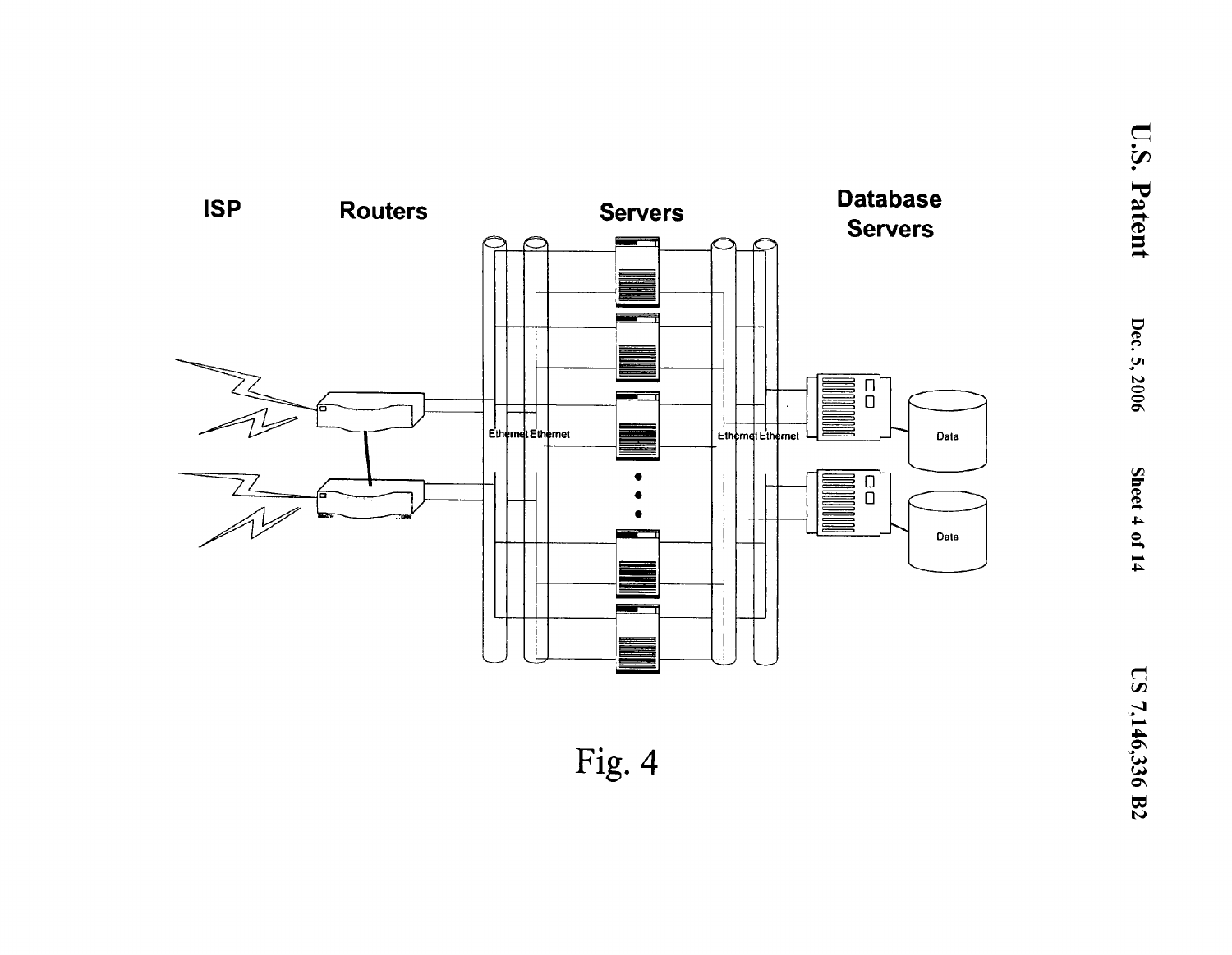Fig. 4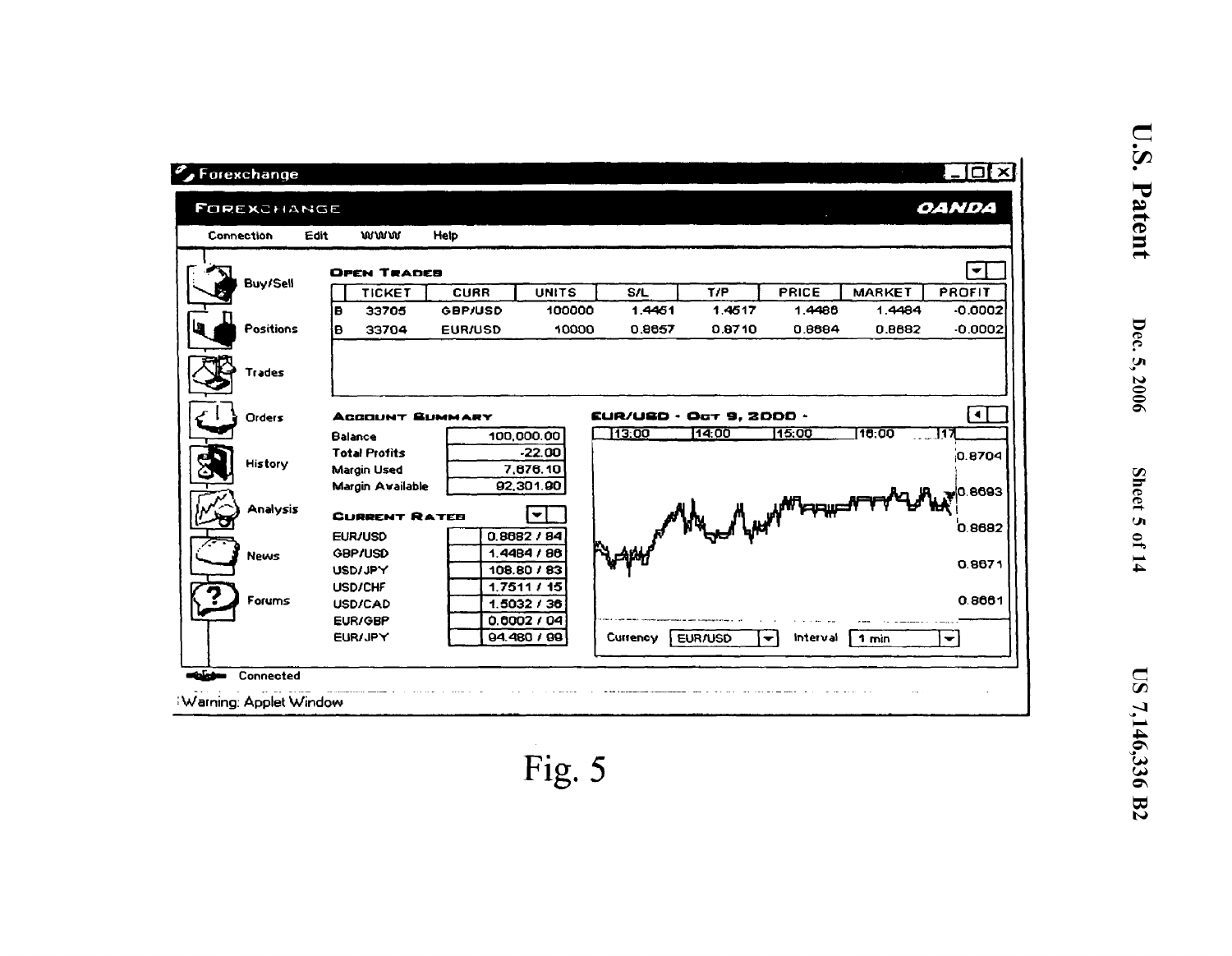Forexchange

FOREXCHANGE OANDA

Connection Edit WWW Help

Buy/Sell

Positions

Trades

Orders

History

Analysis

News

Forums

**OPEN TRADES**

| | TICKET | CURR | UNITS | S/L | T/P | PRICE | MARKET | PROFIT |
|---|---|---|---|---|---|---|---|---|
| B | 33705 | GBP/USD | 100000 | 1.4461 | 1.4517 | 1.4486 | 1.4484 | -0.0002 |
| B | 33704 | EUR/USD | 10000 | 0.8657 | 0.8710 | 0.8684 | 0.8682 | -0.0002 |

**ACCOUNT SUMMARY**

| | |
|---|---|
| Balance | 100,000.00 |
| Total Profits | -22.00 |
| Margin Used | 7,676.10 |
| Margin Available | 92,301.90 |

**CURRENT RATES**

| | |
|---|---|
| EUR/USD | 0.8682 / 84 |
| GBP/USD | 1.4484 / 86 |
| USD/JPY | 108.80 / 83 |
| USD/CHF | 1.7511 / 15 |
| USD/CAD | 1.5032 / 36 |
| EUR/GBP | 0.6002 / 04 |
| EUR/JPY | 94.480 / 99 |

**EUR/USD - OCT 9, 2000 -**

13:00 14:00 15:00 16:00 17

0.8704

0.8693

0.8682

0.8671

0.8661

Currency EUR/USD Interval 1 min

Connected

Warning: Applet Window

Fig. 5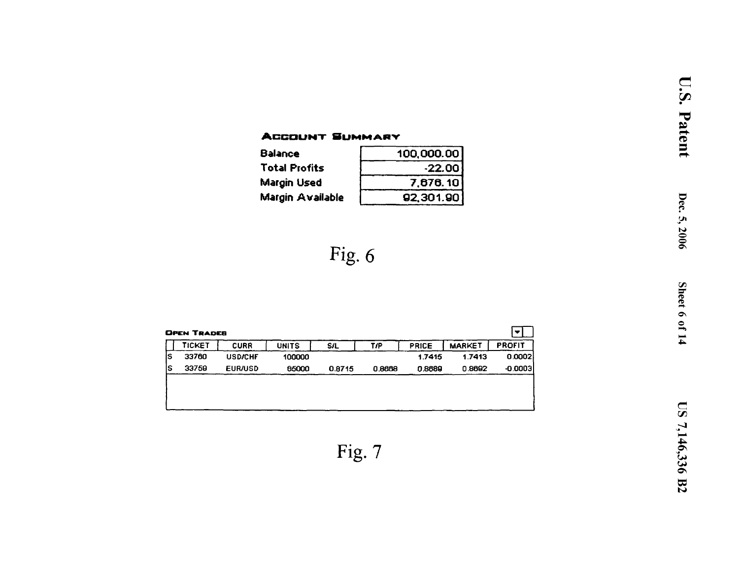**ACCOUNT SUMMARY**

| | |
|---|---|
| Balance | 100,000.00 |
| Total Profits | -22.00 |
| Margin Used | 7,676.10 |
| Margin Available | 92,301.90 |

Fig. 6

**OPEN TRADES**

| | TICKET | CURR | UNITS | S/L | T/P | PRICE | MARKET | PROFIT |
|---|---|---|---|---|---|---|---|---|
| S | 33760 | USD/CHF | 100000 | | | 1.7415 | 1.7413 | 0.0002 |
| S | 33759 | EUR/USD | 65000 | 0.8715 | 0.8668 | 0.8689 | 0.8692 | -0.0003 |

Fig. 7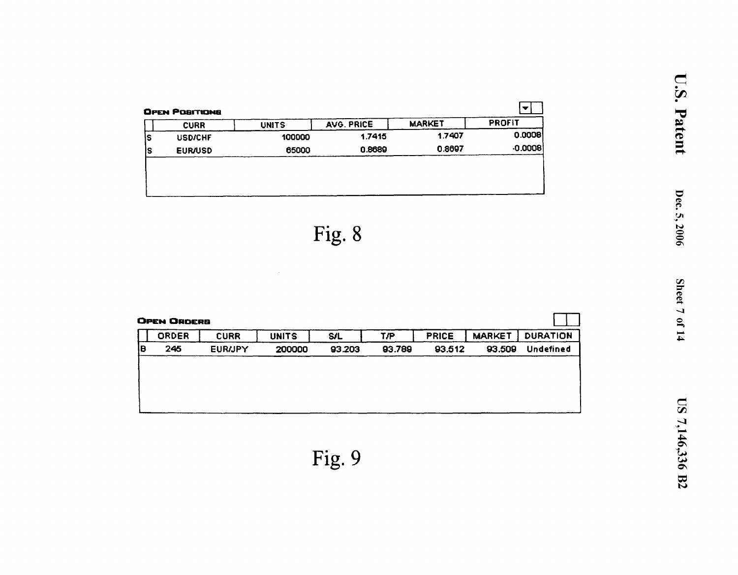**OPEN POSITIONS**

| | CURR | UNITS | AVG. PRICE | MARKET | PROFIT |
|---|---|---|---|---|---|
| S | USD/CHF | 100000 | 1.7415 | 1.7407 | 0.0008 |
| S | EUR/USD | 65000 | 0.8689 | 0.8697 | -0.0008 |

Fig. 8

**OPEN ORDERS**

| | ORDER | CURR | UNITS | S/L | T/P | PRICE | MARKET | DURATION |
|---|---|---|---|---|---|---|---|---|
| B | 245 | EUR/JPY | 200000 | 93.203 | 93.789 | 93.512 | 93.509 | Undefined |

Fig. 9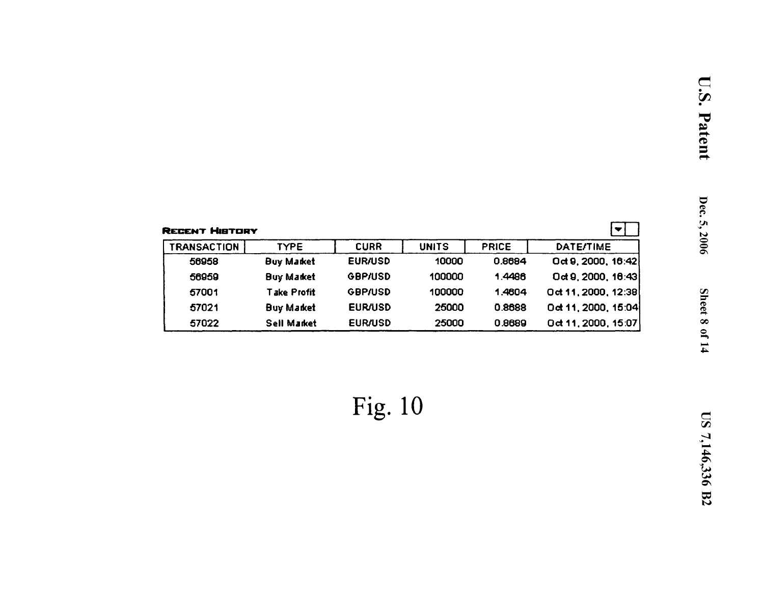**RECENT HISTORY**

| TRANSACTION | TYPE | CURR | UNITS | PRICE | DATE/TIME |
|---|---|---|---|---|---|
| 56958 | Buy Market | EUR/USD | 10000 | 0.8684 | Oct 9, 2000, 16:42 |
| 56959 | Buy Market | GBP/USD | 100000 | 1.4486 | Oct 9, 2000, 16:43 |
| 57001 | Take Profit | GBP/USD | 100000 | 1.4604 | Oct 11, 2000, 12:38 |
| 57021 | Buy Market | EUR/USD | 25000 | 0.8688 | Oct 11, 2000, 15:04 |
| 57022 | Sell Market | EUR/USD | 25000 | 0.8689 | Oct 11, 2000, 15:07 |

Fig. 10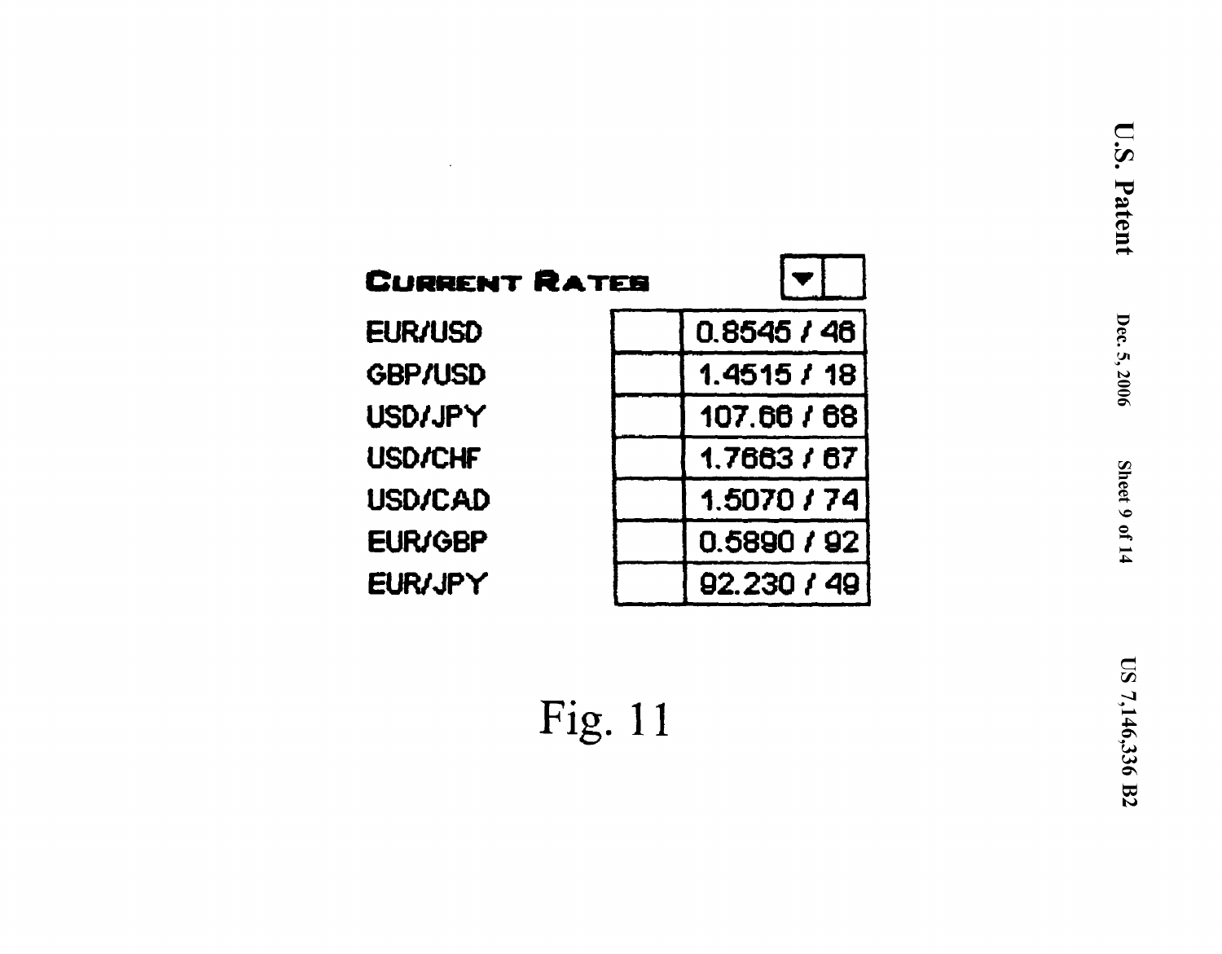**Current Rates**

| | | |
|---|---|---|
| EUR/USD | | 0.8545 / 46 |
| GBP/USD | | 1.4515 / 18 |
| USD/JPY | | 107.66 / 68 |
| USD/CHF | | 1.7663 / 67 |
| USD/CAD | | 1.5070 / 74 |
| EUR/GBP | | 0.5890 / 92 |
| EUR/JPY | | 92.230 / 49 |

Fig. 11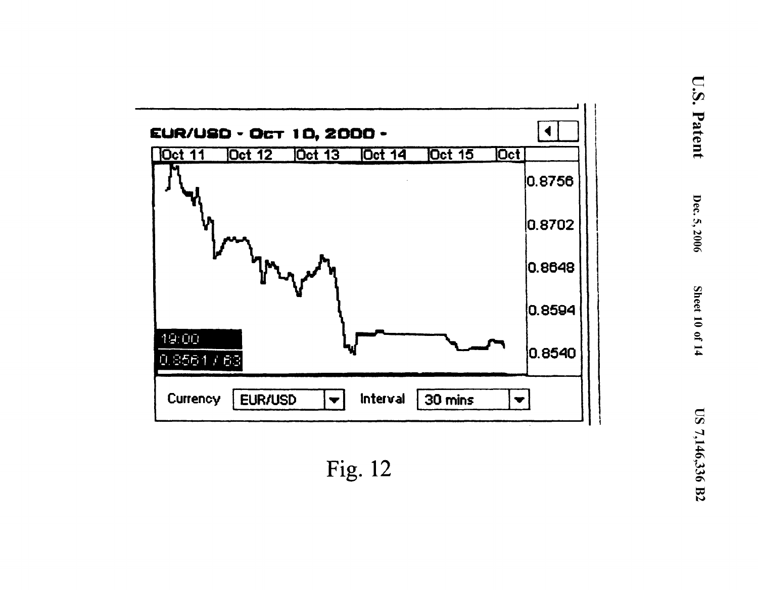EUR/USD - Oct 10, 2000 -

Oct 11 | Oct 12 | Oct 13 | Oct 14 | Oct 15 | Oct

0.8756

0.8702

0.8648

0.8594

0.8540

19:00

0.8561 / 63

Currency EUR/USD

Interval 30 mins

Fig. 12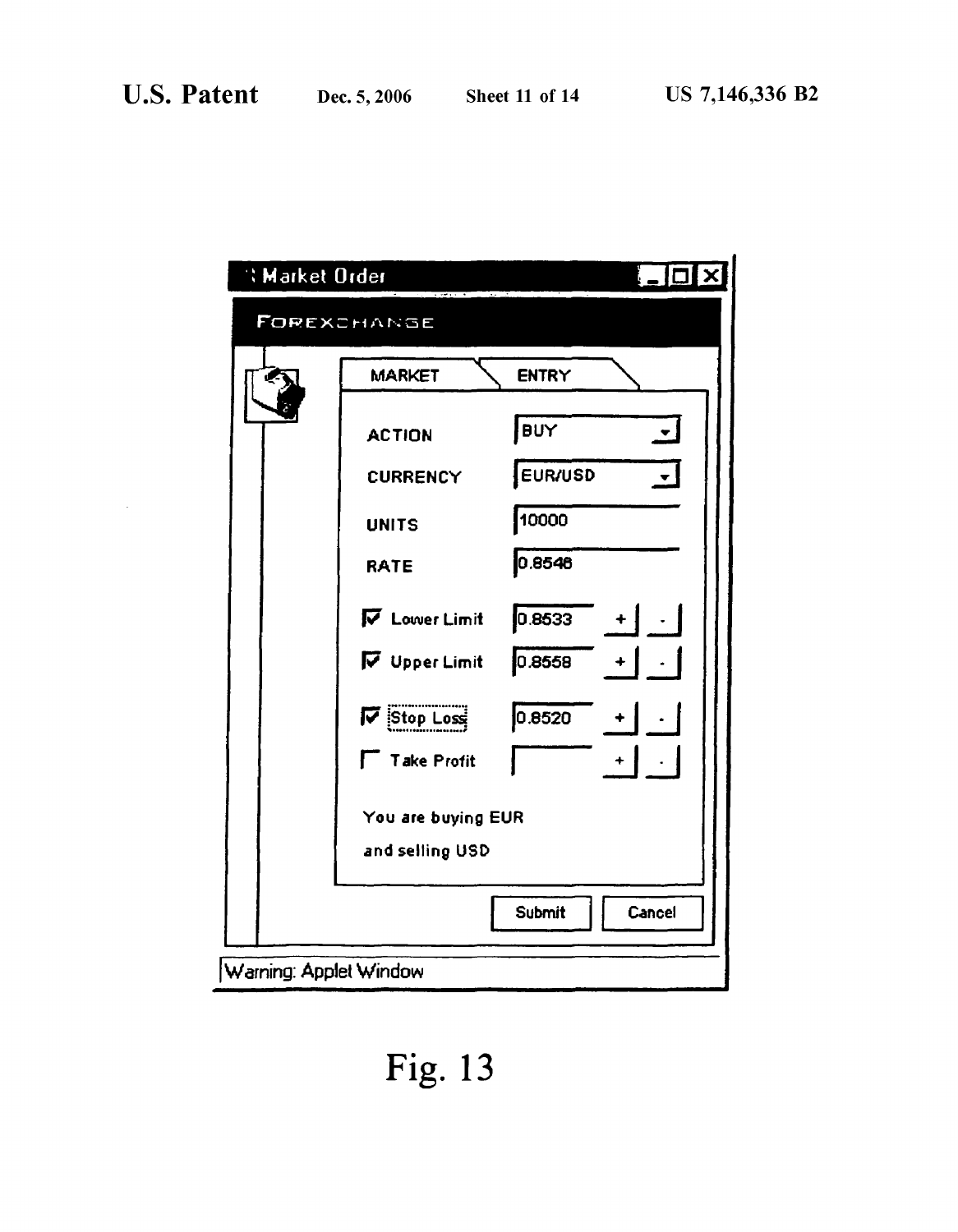Market Order

FOREXCHANGE

MARKET | ENTRY

ACTION BUY

CURRENCY EUR/USD

UNITS 10000

RATE 0.8546

☑ Lower Limit 0.8533 + -

☑ Upper Limit 0.8558 + -

☑ Stop Loss 0.8520 + -

☐ Take Profit + -

You are buying EUR and selling USD

Submit Cancel

Warning: Applet Window

Fig. 13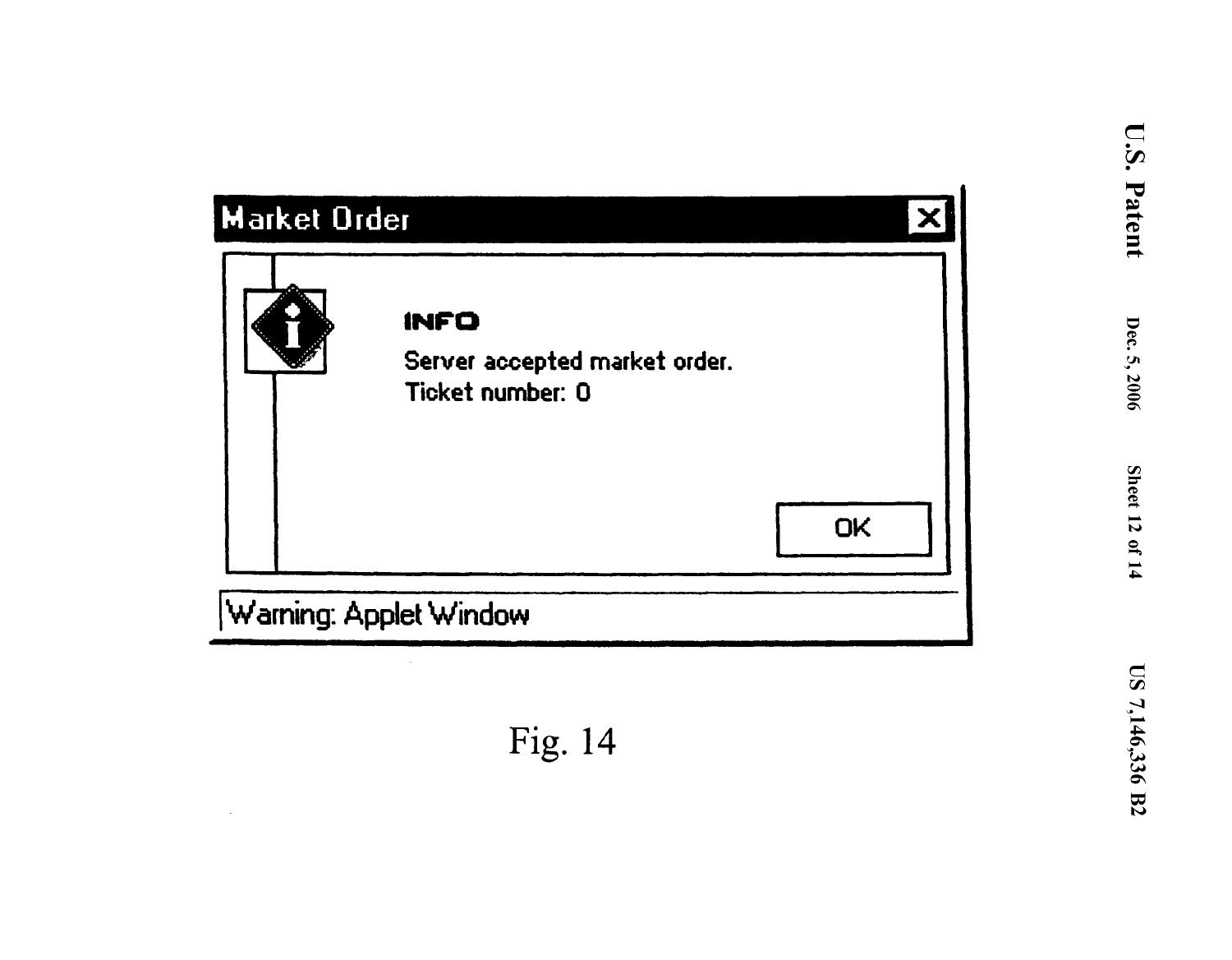Market Order

INFO

Server accepted market order.
Ticket number: 0

OK

Warning: Applet Window

Fig. 14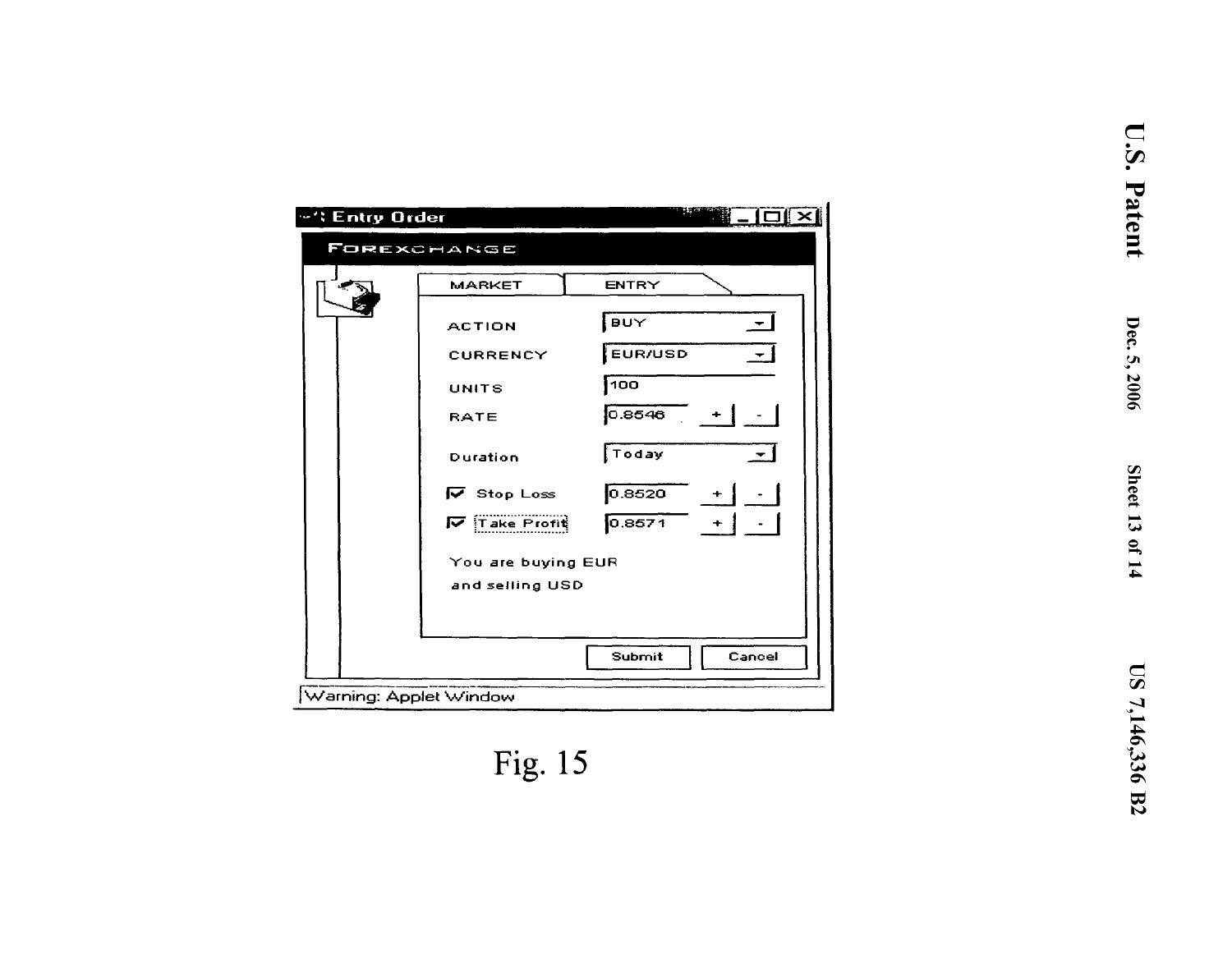Entry Order

FOREXCHANGE

MARKET | ENTRY

ACTION: BUY

CURRENCY: EUR/USD

UNITS: 100

RATE: 0.8546 + -

Duration: Today

☑ Stop Loss: 0.8520 + -

☑ Take Profit: 0.8571 + -

You are buying EUR and selling USD

Submit | Cancel

Warning: Applet Window

Fig. 15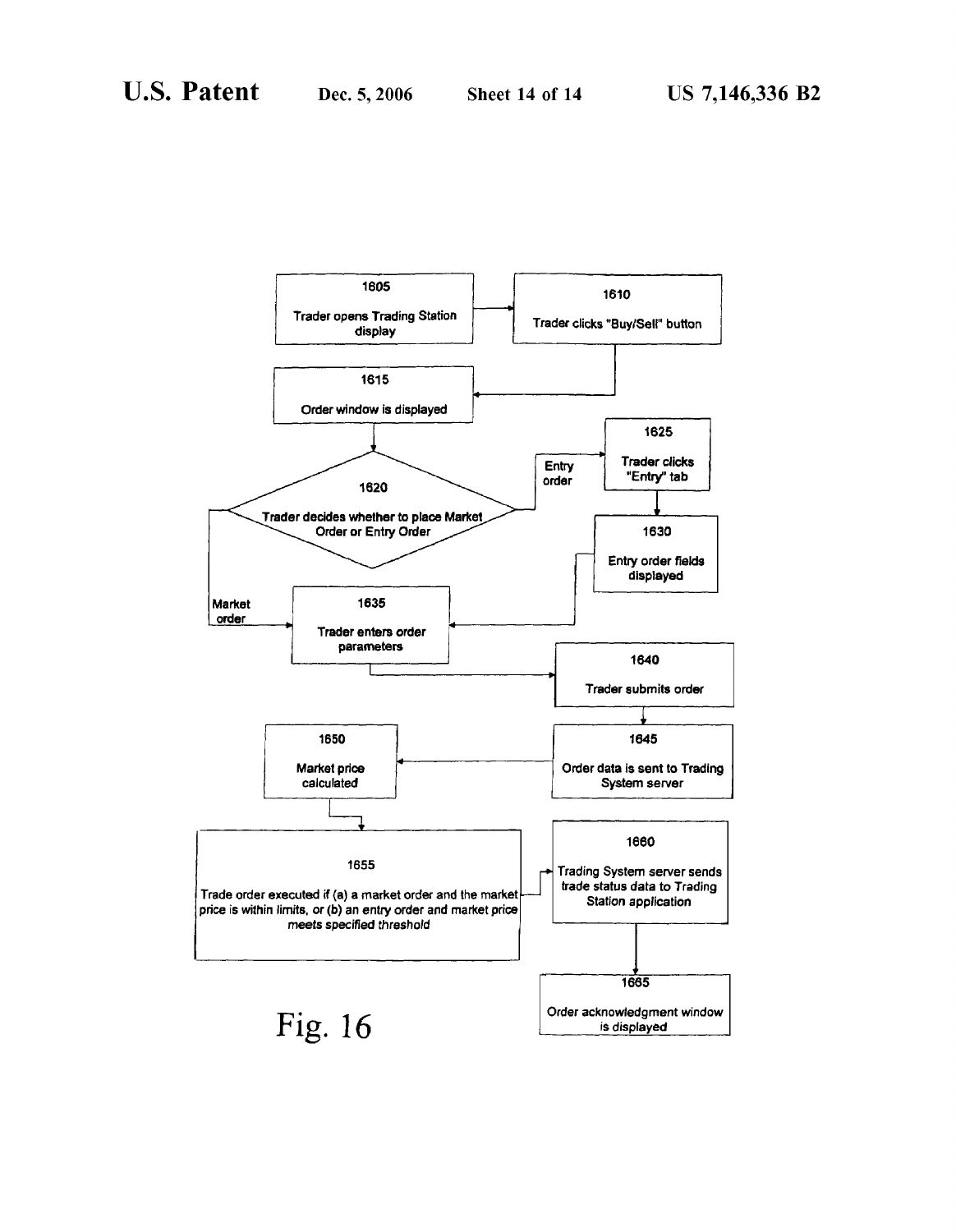1605

Trader opens Trading Station display

1610

Trader clicks "Buy/Sell" button

1615

Order window is displayed

1620

Trader decides whether to place Market Order or Entry Order

Entry order

1625

Trader clicks "Entry" tab

1630

Entry order fields displayed

Market order

1635

Trader enters order parameters

1640

Trader submits order

1645

Order data is sent to Trading System server

1650

Market price calculated

1655

Trade order executed if (a) a market order and the market price is within limits, or (b) an entry order and market price meets specified threshold

1660

Trading System server sends trade status data to Trading Station application

1665

Order acknowledgment window is displayed

Fig. 16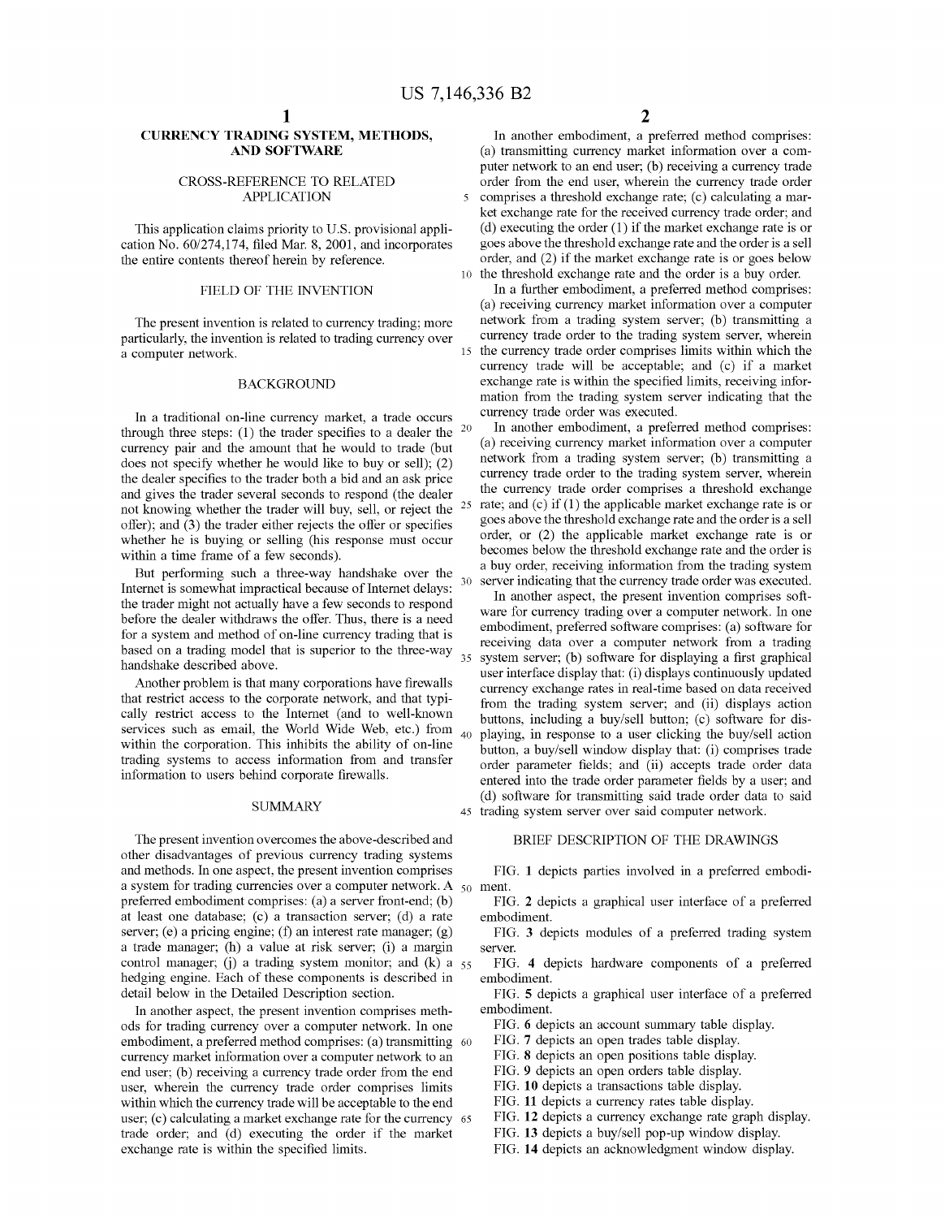# CURRENCY TRADING SYSTEM, METHODS, AND SOFTWARE

## CROSS-REFERENCE TO RELATED APPLICATION

This application claims priority to U.S. provisional application No. 60/274,174, filed Mar. 8, 2001, and incorporates the entire contents thereof herein by reference.

## FIELD OF THE INVENTION

The present invention is related to currency trading; more particularly, the invention is related to trading currency over a computer network.

## BACKGROUND

In a traditional on-line currency market, a trade occurs through three steps: (1) the trader specifies to a dealer the currency pair and the amount that he would to trade (but does not specify whether he would like to buy or sell); (2) the dealer specifies to the trader both a bid and an ask price and gives the trader several seconds to respond (the dealer not knowing whether the trader will buy, sell, or reject the offer); and (3) the trader either rejects the offer or specifies whether he is buying or selling (his response must occur within a time frame of a few seconds).

But performing such a three-way handshake over the Internet is somewhat impractical because of Internet delays: the trader might not actually have a few seconds to respond before the dealer withdraws the offer. Thus, there is a need for a system and method of on-line currency trading that is based on a trading model that is superior to the three-way handshake described above.

Another problem is that many corporations have firewalls that restrict access to the corporate network, and that typically restrict access to the Internet (and to well-known services such as email, the World Wide Web, etc.) from within the corporation. This inhibits the ability of on-line trading systems to access information from and transfer information to users behind corporate firewalls.

## SUMMARY

The present invention overcomes the above-described and other disadvantages of previous currency trading systems and methods. In one aspect, the present invention comprises a system for trading currencies over a computer network. A preferred embodiment comprises: (a) a server front-end; (b) at least one database; (c) a transaction server; (d) a rate server; (e) a pricing engine; (f) an interest rate manager; (g) a trade manager; (h) a value at risk server; (i) a margin control manager; (j) a trading system monitor; and (k) a hedging engine. Each of these components is described in detail below in the Detailed Description section.

In another aspect, the present invention comprises methods for trading currency over a computer network. In one embodiment, a preferred method comprises: (a) transmitting currency market information over a computer network to an end user; (b) receiving a currency trade order from the end user, wherein the currency trade order comprises limits within which the currency trade will be acceptable to the end user; (c) calculating a market exchange rate for the currency trade order; and (d) executing the order if the market exchange rate is within the specified limits.

In another embodiment, a preferred method comprises: (a) transmitting currency market information over a computer network to an end user; (b) receiving a currency trade order from the end user, wherein the currency trade order comprises a threshold exchange rate; (c) calculating a market exchange rate for the received currency trade order; and (d) executing the order (1) if the market exchange rate is or goes above the threshold exchange rate and the order is a sell order, and (2) if the market exchange rate is or goes below the threshold exchange rate and the order is a buy order.

In a further embodiment, a preferred method comprises: (a) receiving currency market information over a computer network from a trading system server; (b) transmitting a currency trade order to the trading system server, wherein the currency trade order comprises limits within which the currency trade will be acceptable; and (c) if a market exchange rate is within the specified limits, receiving information from the trading system server indicating that the currency trade order was executed.

In another embodiment, a preferred method comprises: (a) receiving currency market information over a computer network from a trading system server; (b) transmitting a currency trade order to the trading system server, wherein the currency trade order comprises a threshold exchange rate; and (c) if (1) the applicable market exchange rate is or goes above the threshold exchange rate and the order is a sell order, or (2) the applicable market exchange rate is or becomes below the threshold exchange rate and the order is a buy order, receiving information from the trading system server indicating that the currency trade order was executed.

In another aspect, the present invention comprises software for currency trading over a computer network. In one embodiment, preferred software comprises: (a) software for receiving data over a computer network from a trading system server; (b) software for displaying a first graphical user interface display that: (i) displays continuously updated currency exchange rates in real-time based on data received from the trading system server; and (ii) displays action buttons, including a buy/sell button; (c) software for displaying, in response to a user clicking the buy/sell action button, a buy/sell window display that: (i) comprises trade order parameter fields; and (ii) accepts trade order data entered into the trade order parameter fields by a user; and (d) software for transmitting said trade order data to said trading system server over said computer network.

## BRIEF DESCRIPTION OF THE DRAWINGS

FIG. 1 depicts parties involved in a preferred embodiment.

FIG. 2 depicts a graphical user interface of a preferred embodiment.

FIG. 3 depicts modules of a preferred trading system server.

FIG. 4 depicts hardware components of a preferred embodiment.

FIG. 5 depicts a graphical user interface of a preferred embodiment.

FIG. 6 depicts an account summary table display.

FIG. 7 depicts an open trades table display.

FIG. 8 depicts an open positions table display.

FIG. 9 depicts an open orders table display.

FIG. 10 depicts a transactions table display.

FIG. 11 depicts a currency rates table display.

FIG. 12 depicts a currency exchange rate graph display.

FIG. 13 depicts a buy/sell pop-up window display.

FIG. 14 depicts an acknowledgment window display.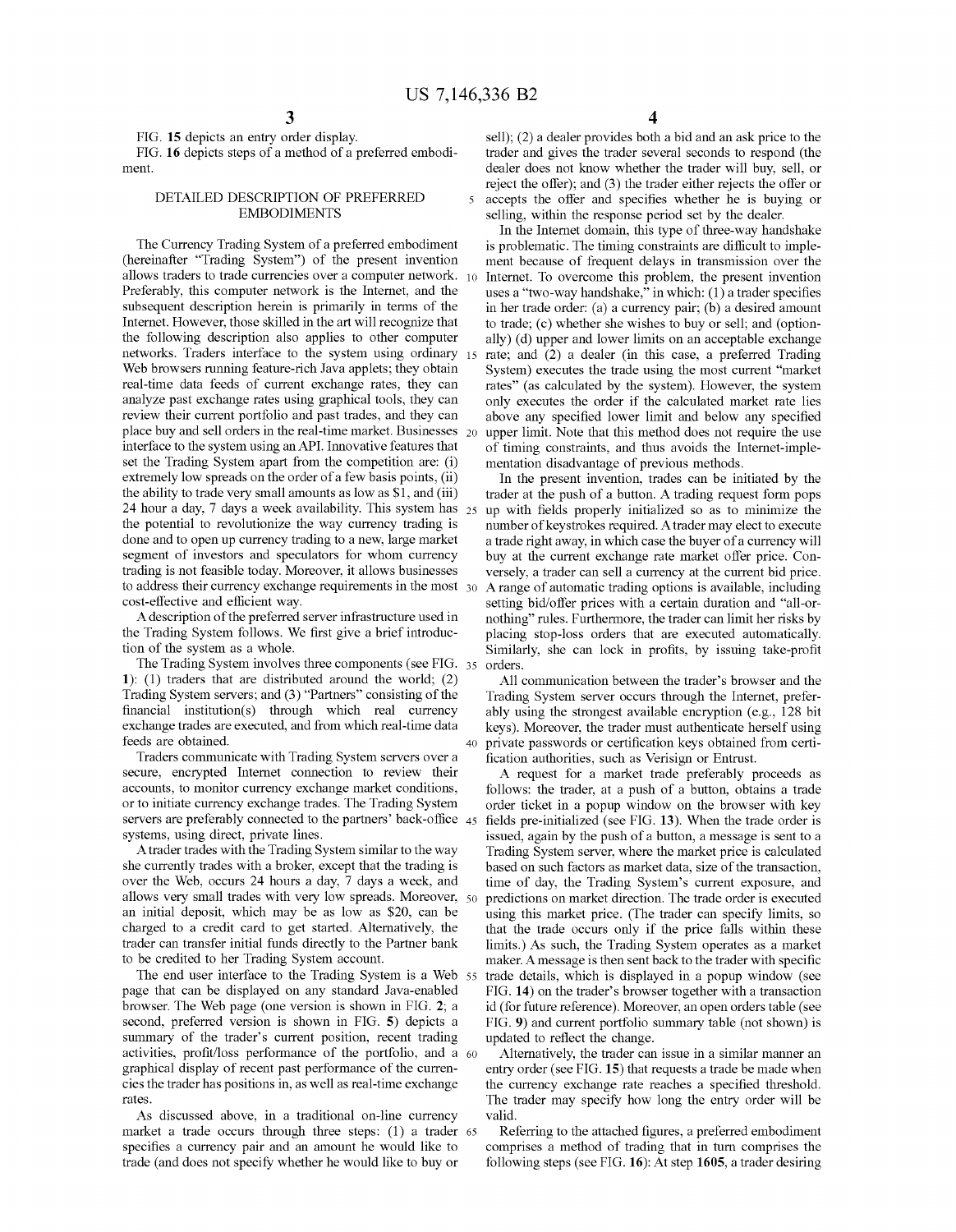FIG. 15 depicts an entry order display.

FIG. 16 depicts steps of a method of a preferred embodiment.

## DETAILED DESCRIPTION OF PREFERRED EMBODIMENTS

The Currency Trading System of a preferred embodiment (hereinafter "Trading System") of the present invention allows traders to trade currencies over a computer network. Preferably, this computer network is the Internet, and the subsequent description herein is primarily in terms of the Internet. However, those skilled in the art will recognize that the following description also applies to other computer networks. Traders interface to the system using ordinary Web browsers running feature-rich Java applets; they obtain real-time data feeds of current exchange rates, they can analyze past exchange rates using graphical tools, they can review their current portfolio and past trades, and they can place buy and sell orders in the real-time market. Businesses interface to the system using an API. Innovative features that set the Trading System apart from the competition are: (i) extremely low spreads on the order of a few basis points, (ii) the ability to trade very small amounts as low as $1, and (iii) 24 hour a day, 7 days a week availability. This system has the potential to revolutionize the way currency trading is done and to open up currency trading to a new, large market segment of investors and speculators for whom currency trading is not feasible today. Moreover, it allows businesses to address their currency exchange requirements in the most cost-effective and efficient way.

A description of the preferred server infrastructure used in the Trading System follows. We first give a brief introduction of the system as a whole.

The Trading System involves three components (see FIG. 1): (1) traders that are distributed around the world; (2) Trading System servers; and (3) "Partners" consisting of the financial institution(s) through which real currency exchange trades are executed, and from which real-time data feeds are obtained.

Traders communicate with Trading System servers over a secure, encrypted Internet connection to review their accounts, to monitor currency exchange market conditions, or to initiate currency exchange trades. The Trading System servers are preferably connected to the partners' back-office systems, using direct, private lines.

A trader trades with the Trading System similar to the way she currently trades with a broker, except that the trading is over the Web, occurs 24 hours a day, 7 days a week, and allows very small trades with very low spreads. Moreover, an initial deposit, which may be as low as $20, can be charged to a credit card to get started. Alternatively, the trader can transfer initial funds directly to the Partner bank to be credited to her Trading System account.

The end user interface to the Trading System is a Web page that can be displayed on any standard Java-enabled browser. The Web page (one version is shown in FIG. 2; a second, preferred version is shown in FIG. 5) depicts a summary of the trader's current position, recent trading activities, profit/loss performance of the portfolio, and a graphical display of recent past performance of the currencies the trader has positions in, as well as real-time exchange rates.

As discussed above, in a traditional on-line currency market a trade occurs through three steps: (1) a trader specifies a currency pair and an amount he would like to trade (and does not specify whether he would like to buy or sell); (2) a dealer provides both a bid and an ask price to the trader and gives the trader several seconds to respond (the dealer does not know whether the trader will buy, sell, or reject the offer); and (3) the trader either rejects the offer or accepts the offer and specifies whether he is buying or selling, within the response period set by the dealer.

In the Internet domain, this type of three-way handshake is problematic. The timing constraints are difficult to implement because of frequent delays in transmission over the Internet. To overcome this problem, the present invention uses a "two-way handshake," in which: (1) a trader specifies in her trade order: (a) a currency pair; (b) a desired amount to trade; (c) whether she wishes to buy or sell; and (optionally) (d) upper and lower limits on an acceptable exchange rate; and (2) a dealer (in this case, a preferred Trading System) executes the trade using the most current "market rates" (as calculated by the system). However, the system only executes the order if the calculated market rate lies above any specified lower limit and below any specified upper limit. Note that this method does not require the use of timing constraints, and thus avoids the Internet-implementation disadvantage of previous methods.

In the present invention, trades can be initiated by the trader at the push of a button. A trading request form pops up with fields properly initialized so as to minimize the number of keystrokes required. A trader may elect to execute a trade right away, in which case the buyer of a currency will buy at the current exchange rate market offer price. Conversely, a trader can sell a currency at the current bid price. A range of automatic trading options is available, including setting bid/offer prices with a certain duration and "all-or-nothing" rules. Furthermore, the trader can limit her risks by placing stop-loss orders that are executed automatically. Similarly, she can lock in profits, by issuing take-profit orders.

All communication between the trader's browser and the Trading System server occurs through the Internet, preferably using the strongest available encryption (e.g., 128 bit keys). Moreover, the trader must authenticate herself using private passwords or certification keys obtained from certification authorities, such as Verisign or Entrust.

A request for a market trade preferably proceeds as follows: the trader, at a push of a button, obtains a trade order ticket in a popup window on the browser with key fields pre-initialized (see FIG. 13). When the trade order is issued, again by the push of a button, a message is sent to a Trading System server, where the market price is calculated based on such factors as market data, size of the transaction, time of day, the Trading System's current exposure, and predictions on market direction. The trade order is executed using this market price. (The trader can specify limits, so that the trade occurs only if the price falls within these limits.) As such, the Trading System operates as a market maker. A message is then sent back to the trader with specific trade details, which is displayed in a popup window (see FIG. 14) on the trader's browser together with a transaction id (for future reference). Moreover, an open orders table (see FIG. 9) and current portfolio summary table (not shown) is updated to reflect the change.

Alternatively, the trader can issue in a similar manner an entry order (see FIG. 15) that requests a trade be made when the currency exchange rate reaches a specified threshold. The trader may specify how long the entry order will be valid.

Referring to the attached figures, a preferred embodiment comprises a method of trading that in turn comprises the following steps (see FIG. 16): At step 1605, a trader desiring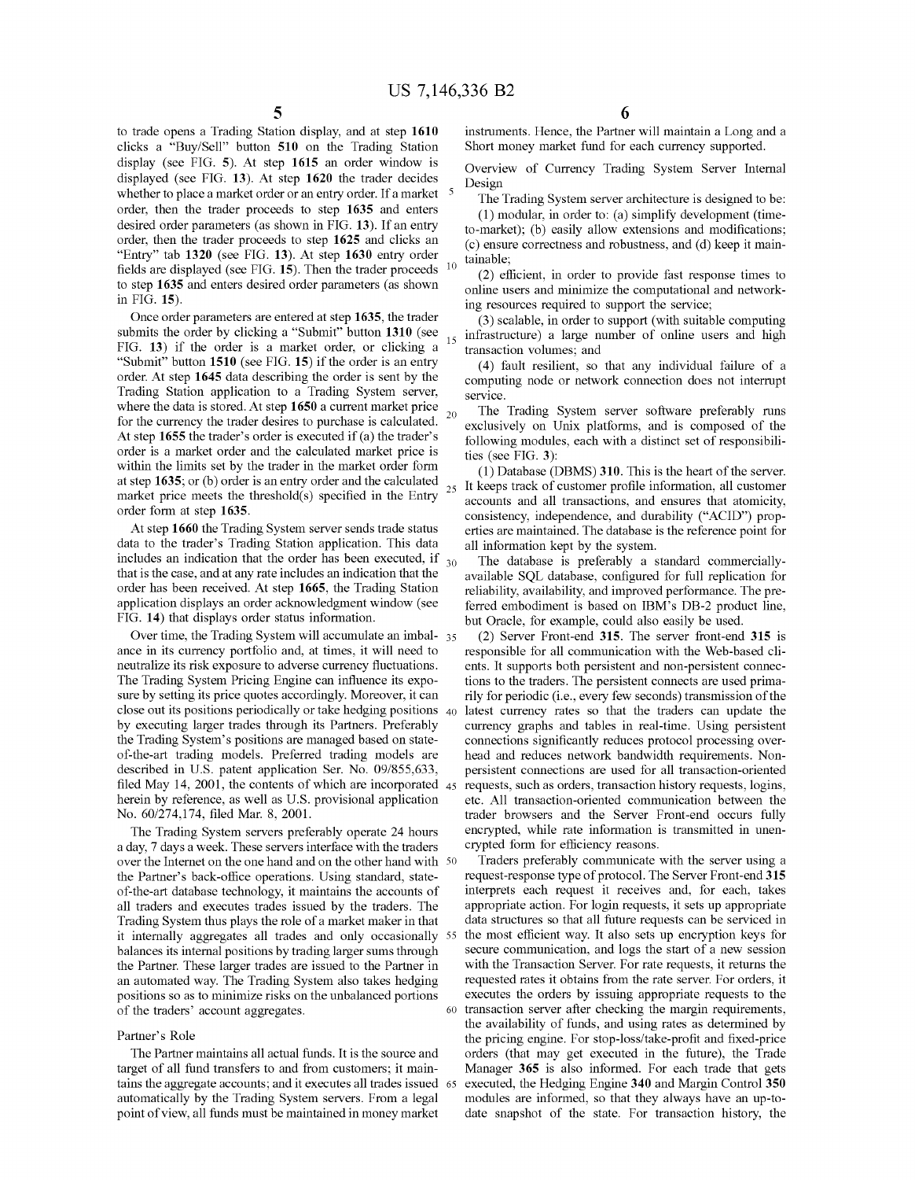to trade opens a Trading Station display, and at step **1610** clicks a "Buy/Sell" button **510** on the Trading Station display (see FIG. **5**). At step **1615** an order window is displayed (see FIG. **13**). At step **1620** the trader decides whether to place a market order or an entry order. If a market order, then the trader proceeds to step **1635** and enters desired order parameters (as shown in FIG. **13**). If an entry order, then the trader proceeds to step **1625** and clicks an "Entry" tab **1320** (see FIG. **13**). At step **1630** entry order fields are displayed (see FIG. **15**). Then the trader proceeds to step **1635** and enters desired order parameters (as shown in FIG. **15**).

Once order parameters are entered at step **1635**, the trader submits the order by clicking a "Submit" button **1310** (see FIG. **13**) if the order is a market order, or clicking a "Submit" button **1510** (see FIG. **15**) if the order is an entry order. At step **1645** data describing the order is sent by the Trading Station application to a Trading System server, where the data is stored. At step **1650** a current market price for the currency the trader desires to purchase is calculated. At step **1655** the trader's order is executed if (a) the trader's order is a market order and the calculated market price is within the limits set by the trader in the market order form at step **1635**; or (b) order is an entry order and the calculated market price meets the threshold(s) specified in the Entry order form at step **1635**.

At step **1660** the Trading System server sends trade status data to the trader's Trading Station application. This data includes an indication that the order has been executed, if that is the case, and at any rate includes an indication that the order has been received. At step **1665**, the Trading Station application displays an order acknowledgment window (see FIG. **14**) that displays order status information.

Over time, the Trading System will accumulate an imbalance in its currency portfolio and, at times, it will need to neutralize its risk exposure to adverse currency fluctuations. The Trading System Pricing Engine can influence its exposure by setting its price quotes accordingly. Moreover, it can close out its positions periodically or take hedging positions by executing larger trades through its Partners. Preferably the Trading System's positions are managed based on state-of-the-art trading models. Preferred trading models are described in U.S. patent application Ser. No. 09/855,633, filed May 14, 2001, the contents of which are incorporated herein by reference, as well as U.S. provisional application No. 60/274,174, filed Mar. 8, 2001.

The Trading System servers preferably operate 24 hours a day, 7 days a week. These servers interface with the traders over the Internet on the one hand and on the other hand with the Partner's back-office operations. Using standard, state-of-the-art database technology, it maintains the accounts of all traders and executes trades issued by the traders. The Trading System thus plays the role of a market maker in that it internally aggregates all trades and only occasionally balances its internal positions by trading larger sums through the Partner. These larger trades are issued to the Partner in an automated way. The Trading System also takes hedging positions so as to minimize risks on the unbalanced portions of the traders' account aggregates.

## Partner's Role

The Partner maintains all actual funds. It is the source and target of all fund transfers to and from customers; it maintains the aggregate accounts; and it executes all trades issued automatically by the Trading System servers. From a legal point of view, all funds must be maintained in money market instruments. Hence, the Partner will maintain a Long and a Short money market fund for each currency supported.

## Overview of Currency Trading System Server Internal Design

The Trading System server architecture is designed to be:

(1) modular, in order to: (a) simplify development (time-to-market); (b) easily allow extensions and modifications; (c) ensure correctness and robustness, and (d) keep it maintainable;

(2) efficient, in order to provide fast response times to online users and minimize the computational and networking resources required to support the service;

(3) scalable, in order to support (with suitable computing infrastructure) a large number of online users and high transaction volumes; and

(4) fault resilient, so that any individual failure of a computing node or network connection does not interrupt service.

The Trading System server software preferably runs exclusively on Unix platforms, and is composed of the following modules, each with a distinct set of responsibilities (see FIG. **3**):

(1) Database (DBMS) **310**. This is the heart of the server. It keeps track of customer profile information, all customer accounts and all transactions, and ensures that atomicity, consistency, independence, and durability ("ACID") properties are maintained. The database is the reference point for all information kept by the system.

The database is preferably a standard commercially-available SQL database, configured for full replication for reliability, availability, and improved performance. The preferred embodiment is based on IBM's DB-2 product line, but Oracle, for example, could also easily be used.

(2) Server Front-end **315**. The server front-end **315** is responsible for all communication with the Web-based clients. It supports both persistent and non-persistent connections to the traders. The persistent connects are used primarily for periodic (i.e., every few seconds) transmission of the latest currency rates so that the traders can update the currency graphs and tables in real-time. Using persistent connections significantly reduces protocol processing overhead and reduces network bandwidth requirements. Non-persistent connections are used for all transaction-oriented requests, such as orders, transaction history requests, logins, etc. All transaction-oriented communication between the trader browsers and the Server Front-end occurs fully encrypted, while rate information is transmitted in unencrypted form for efficiency reasons.

Traders preferably communicate with the server using a request-response type of protocol. The Server Front-end **315** interprets each request it receives and, for each, takes appropriate action. For login requests, it sets up appropriate data structures so that all future requests can be serviced in the most efficient way. It also sets up encryption keys for secure communication, and logs the start of a new session with the Transaction Server. For rate requests, it returns the requested rates it obtains from the rate server. For orders, it executes the orders by issuing appropriate requests to the transaction server after checking the margin requirements, the availability of funds, and using rates as determined by the pricing engine. For stop-loss/take-profit and fixed-price orders (that may get executed in the future), the Trade Manager **365** is also informed. For each trade that gets executed, the Hedging Engine **340** and Margin Control **350** modules are informed, so that they always have an up-to-date snapshot of the state. For transaction history, the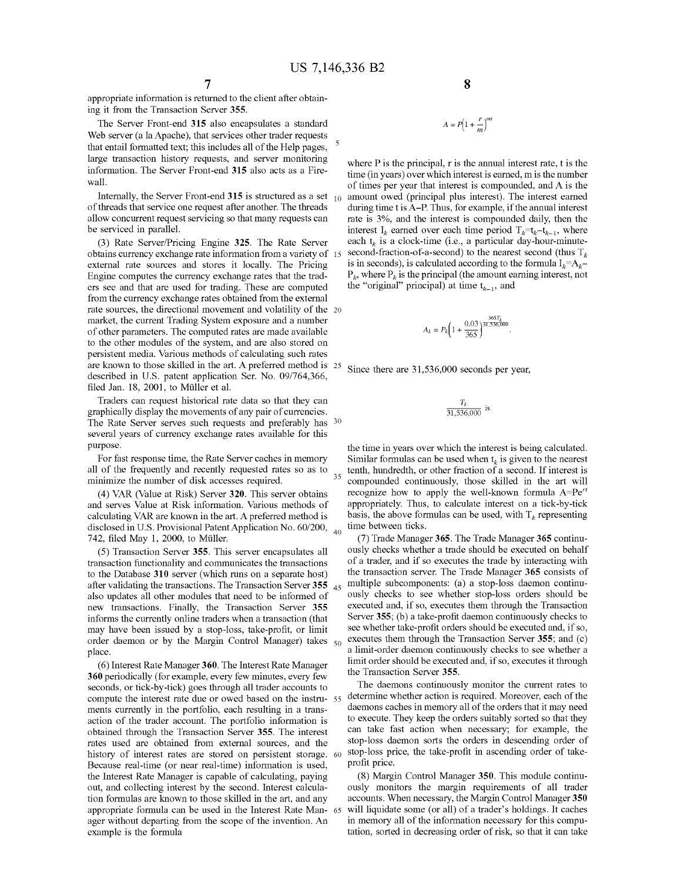appropriate information is returned to the client after obtaining it from the Transaction Server **355**.

The Server Front-end **315** also encapsulates a standard Web server (a la Apache), that services other trader requests that entail formatted text; this includes all of the Help pages, large transaction history requests, and server monitoring information. The Server Front-end **315** also acts as a Firewall.

Internally, the Server Front-end **315** is structured as a set of threads that service one request after another. The threads allow concurrent request servicing so that many requests can be serviced in parallel.

(3) Rate Server/Pricing Engine **325**. The Rate Server obtains currency exchange rate information from a variety of external rate sources and stores it locally. The Pricing Engine computes the currency exchange rates that the traders see and that are used for trading. These are computed from the currency exchange rates obtained from the external rate sources, the directional movement and volatility of the market, the current Trading System exposure and a number of other parameters. The computed rates are made available to the other modules of the system, and are also stored on persistent media. Various methods of calculating such rates are known to those skilled in the art. A preferred method is described in U.S. patent application Ser. No. 09/764,366, filed Jan. 18, 2001, to Müller et al.

Traders can request historical rate data so that they can graphically display the movements of any pair of currencies. The Rate Server serves such requests and preferably has several years of currency exchange rates available for this purpose.

For fast response time, the Rate Server caches in memory all of the frequently and recently requested rates so as to minimize the number of disk accesses required.

(4) VAR (Value at Risk) Server **320**. This server obtains and serves Value at Risk information. Various methods of calculating VAR are known in the art. A preferred method is disclosed in U.S. Provisional Patent Application No. 60/200,742, filed May 1, 2000, to Müller.

(5) Transaction Server **355**. This server encapsulates all transaction functionality and communicates the transactions to the Database **310** server (which runs on a separate host) after validating the transactions. The Transaction Server **355** also updates all other modules that need to be informed of new transactions. Finally, the Transaction Server **355** informs the currently online traders when a transaction (that may have been issued by a stop-loss, take-profit, or limit order daemon or by the Margin Control Manager) takes place.

(6) Interest Rate Manager **360**. The Interest Rate Manager **360** periodically (for example, every few minutes, every few seconds, or tick-by-tick) goes through all trader accounts to compute the interest rate due or owed based on the instruments currently in the portfolio, each resulting in a transaction of the trader account. The portfolio information is obtained through the Transaction Server **355**. The interest rates used are obtained from external sources, and the history of interest rates are stored on persistent storage. Because real-time (or near real-time) information is used, the Interest Rate Manager is capable of calculating, paying out, and collecting interest by the second. Interest calculation formulas are known to those skilled in the art, and any appropriate formula can be used in the Interest Rate Manager without departing from the scope of the invention. An example is the formula

$$A = P\left(1 + \frac{r}{m}\right)^{mt}$$

where P is the principal, r is the annual interest rate, t is the time (in years) over which interest is earned, m is the number of times per year that interest is compounded, and A is the amount owed (principal plus interest). The interest earned during time t is A–P. Thus, for example, if the annual interest rate is 3%, and the interest is compounded daily, then the interest $I_k$ earned over each time period $T_k = t_k - t_{k-1}$, where each $t_k$ is a clock-time (i.e., a particular day-hour-minute-second-fraction-of-a-second) to the nearest second (thus $T_k$ is in seconds), is calculated according to the formula $I_k = A_k - P_k$, where $P_k$ is the principal (the amount earning interest, not the "original" principal) at time $t_{k-1}$, and

$$A_k = P_k\left(1 + \frac{0.03}{365}\right)^{\frac{365T_k}{31,536,000}}.$$

Since there are 31,536,000 seconds per year,

$$\frac{T_k}{31,536,000} \text{ is}$$

the time in years over which the interest is being calculated. Similar formulas can be used when $t_k$ is given to the nearest tenth, hundredth, or other fraction of a second. If interest is compounded continuously, those skilled in the art will recognize how to apply the well-known formula $A = Pe^{rt}$ appropriately. Thus, to calculate interest on a tick-by-tick basis, the above formulas can be used, with $T_k$ representing time between ticks.

(7) Trade Manager **365**. The Trade Manager **365** continuously checks whether a trade should be executed on behalf of a trader, and if so executes the trade by interacting with the transaction server. The Trade Manager **365** consists of multiple subcomponents: (a) a stop-loss daemon continuously checks to see whether stop-loss orders should be executed and, if so, executes them through the Transaction Server **355**; (b) a take-profit daemon continuously checks to see whether take-profit orders should be executed and, if so, executes them through the Transaction Server **355**; and (c) a limit-order daemon continuously checks to see whether a limit order should be executed and, if so, executes it through the Transaction Server **355**.

The daemons continuously monitor the current rates to determine whether action is required. Moreover, each of the daemons caches in memory all of the orders that it may need to execute. They keep the orders suitably sorted so that they can take fast action when necessary; for example, the stop-loss daemon sorts the orders in descending order of stop-loss price, the take-profit in ascending order of take-profit price.

(8) Margin Control Manager **350**. This module continuously monitors the margin requirements of all trader accounts. When necessary, the Margin Control Manager **350** will liquidate some (or all) of a trader's holdings. It caches in memory all of the information necessary for this computation, sorted in decreasing order of risk, so that it can take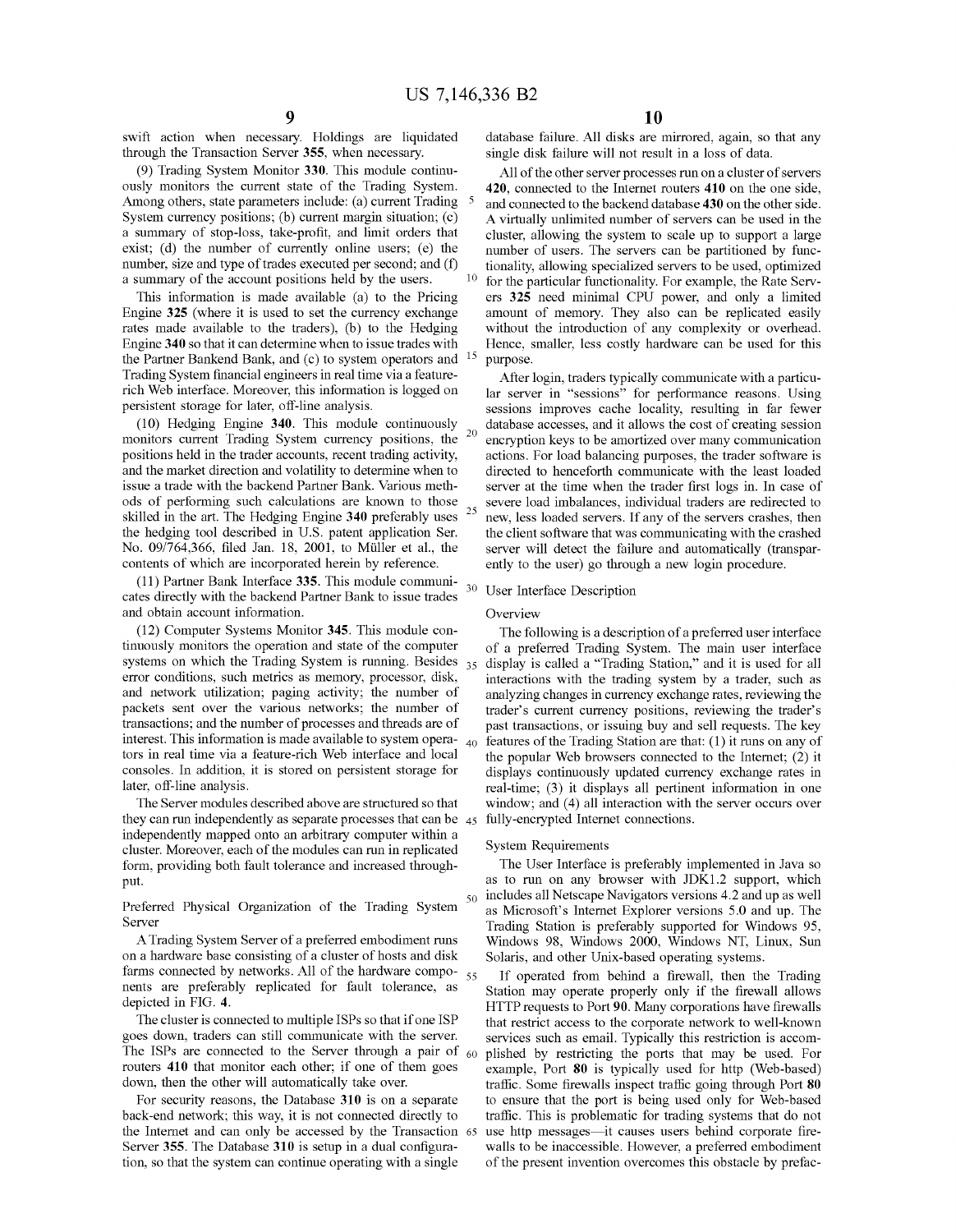swift action when necessary. Holdings are liquidated through the Transaction Server **355**, when necessary.

(9) Trading System Monitor **330**. This module continuously monitors the current state of the Trading System. Among others, state parameters include: (a) current Trading System currency positions; (b) current margin situation; (c) a summary of stop-loss, take-profit, and limit orders that exist; (d) the number of currently online users; (e) the number, size and type of trades executed per second; and (f) a summary of the account positions held by the users.

This information is made available (a) to the Pricing Engine **325** (where it is used to set the currency exchange rates made available to the traders), (b) to the Hedging Engine **340** so that it can determine when to issue trades with the Partner Bankend Bank, and (c) to system operators and Trading System financial engineers in real time via a feature-rich Web interface. Moreover, this information is logged on persistent storage for later, off-line analysis.

(10) Hedging Engine **340**. This module continuously monitors current Trading System currency positions, the positions held in the trader accounts, recent trading activity, and the market direction and volatility to determine when to issue a trade with the backend Partner Bank. Various methods of performing such calculations are known to those skilled in the art. The Hedging Engine **340** preferably uses the hedging tool described in U.S. patent application Ser. No. 09/764,366, filed Jan. 18, 2001, to Müller et al., the contents of which are incorporated herein by reference.

(11) Partner Bank Interface **335**. This module communicates directly with the backend Partner Bank to issue trades and obtain account information.

(12) Computer Systems Monitor **345**. This module continuously monitors the operation and state of the computer systems on which the Trading System is running. Besides error conditions, such metrics as memory, processor, disk, and network utilization; paging activity; the number of packets sent over the various networks; the number of transactions; and the number of processes and threads are of interest. This information is made available to system operators in real time via a feature-rich Web interface and local consoles. In addition, it is stored on persistent storage for later, off-line analysis.

The Server modules described above are structured so that they can run independently as separate processes that can be independently mapped onto an arbitrary computer within a cluster. Moreover, each of the modules can run in replicated form, providing both fault tolerance and increased throughput.

## Preferred Physical Organization of the Trading System Server

A Trading System Server of a preferred embodiment runs on a hardware base consisting of a cluster of hosts and disk farms connected by networks. All of the hardware components are preferably replicated for fault tolerance, as depicted in FIG. **4**.

The cluster is connected to multiple ISPs so that if one ISP goes down, traders can still communicate with the server. The ISPs are connected to the Server through a pair of routers **410** that monitor each other; if one of them goes down, then the other will automatically take over.

For security reasons, the Database **310** is on a separate back-end network; this way, it is not connected directly to the Internet and can only be accessed by the Transaction Server **355**. The Database **310** is setup in a dual configuration, so that the system can continue operating with a single database failure. All disks are mirrored, again, so that any single disk failure will not result in a loss of data.

All of the other server processes run on a cluster of servers **420**, connected to the Internet routers **410** on the one side, and connected to the backend database **430** on the other side. A virtually unlimited number of servers can be used in the cluster, allowing the system to scale up to support a large number of users. The servers can be partitioned by functionality, allowing specialized servers to be used, optimized for the particular functionality. For example, the Rate Servers **325** need minimal CPU power, and only a limited amount of memory. They also can be replicated easily without the introduction of any complexity or overhead. Hence, smaller, less costly hardware can be used for this purpose.

After login, traders typically communicate with a particular server in "sessions" for performance reasons. Using sessions improves cache locality, resulting in far fewer database accesses, and it allows the cost of creating session encryption keys to be amortized over many communication actions. For load balancing purposes, the trader software is directed to henceforth communicate with the least loaded server at the time when the trader first logs in. In case of severe load imbalances, individual traders are redirected to new, less loaded servers. If any of the servers crashes, then the client software that was communicating with the crashed server will detect the failure and automatically (transparently to the user) go through a new login procedure.

## User Interface Description

### Overview

The following is a description of a preferred user interface of a preferred Trading System. The main user interface display is called a "Trading Station," and it is used for all interactions with the trading system by a trader, such as analyzing changes in currency exchange rates, reviewing the trader's current currency positions, reviewing the trader's past transactions, or issuing buy and sell requests. The key features of the Trading Station are that: (1) it runs on any of the popular Web browsers connected to the Internet; (2) it displays continuously updated currency exchange rates in real-time; (3) it displays all pertinent information in one window; and (4) all interaction with the server occurs over fully-encrypted Internet connections.

### System Requirements

The User Interface is preferably implemented in Java so as to run on any browser with JDK1.2 support, which includes all Netscape Navigators versions 4.2 and up as well as Microsoft's Internet Explorer versions 5.0 and up. The Trading Station is preferably supported for Windows 95, Windows 98, Windows 2000, Windows NT, Linux, Sun Solaris, and other Unix-based operating systems.

If operated from behind a firewall, then the Trading Station may operate properly only if the firewall allows HTTP requests to Port **90**. Many corporations have firewalls that restrict access to the corporate network to well-known services such as email. Typically this restriction is accomplished by restricting the ports that may be used. For example, Port **80** is typically used for http (Web-based) traffic. Some firewalls inspect traffic going through Port **80** to ensure that the port is being used only for Web-based traffic. This is problematic for trading systems that do not use http messages—it causes users behind corporate firewalls to be inaccessible. However, a preferred embodiment of the present invention overcomes this obstacle by prefac-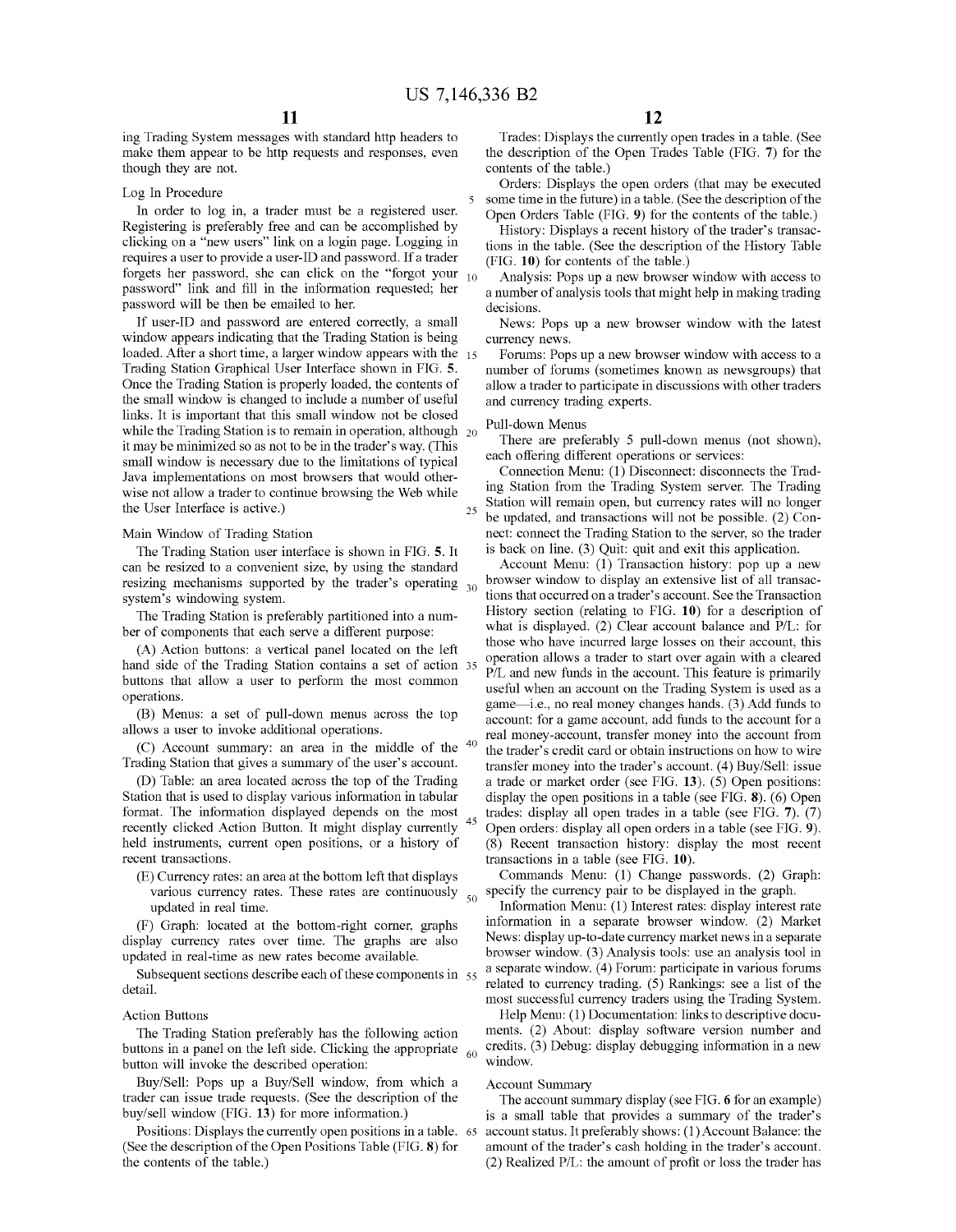ing Trading System messages with standard http headers to make them appear to be http requests and responses, even though they are not.

### Log In Procedure

In order to log in, a trader must be a registered user. Registering is preferably free and can be accomplished by clicking on a "new users" link on a login page. Logging in requires a user to provide a user-ID and password. If a trader forgets her password, she can click on the "forgot your password" link and fill in the information requested; her password will be then be emailed to her.

If user-ID and password are entered correctly, a small window appears indicating that the Trading Station is being loaded. After a short time, a larger window appears with the Trading Station Graphical User Interface shown in FIG. **5**. Once the Trading Station is properly loaded, the contents of the small window is changed to include a number of useful links. It is important that this small window not be closed while the Trading Station is to remain in operation, although it may be minimized so as not to be in the trader's way. (This small window is necessary due to the limitations of typical Java implementations on most browsers that would otherwise not allow a trader to continue browsing the Web while the User Interface is active.)

### Main Window of Trading Station

The Trading Station user interface is shown in FIG. **5**. It can be resized to a convenient size, by using the standard resizing mechanisms supported by the trader's operating system's windowing system.

The Trading Station is preferably partitioned into a number of components that each serve a different purpose:

(A) Action buttons: a vertical panel located on the left hand side of the Trading Station contains a set of action buttons that allow a user to perform the most common operations.

(B) Menus: a set of pull-down menus across the top allows a user to invoke additional operations.

(C) Account summary: an area in the middle of the Trading Station that gives a summary of the user's account.

(D) Table: an area located across the top of the Trading Station that is used to display various information in tabular format. The information displayed depends on the most recently clicked Action Button. It might display currently held instruments, current open positions, or a history of recent transactions.

(E) Currency rates: an area at the bottom left that displays various currency rates. These rates are continuously updated in real time.

(F) Graph: located at the bottom-right corner, graphs display currency rates over time. The graphs are also updated in real-time as new rates become available.

Subsequent sections describe each of these components in detail.

### Action Buttons

The Trading Station preferably has the following action buttons in a panel on the left side. Clicking the appropriate button will invoke the described operation:

Buy/Sell: Pops up a Buy/Sell window, from which a trader can issue trade requests. (See the description of the buy/sell window (FIG. **13**) for more information.)

Positions: Displays the currently open positions in a table. (See the description of the Open Positions Table (FIG. **8**) for the contents of the table.)

Trades: Displays the currently open trades in a table. (See the description of the Open Trades Table (FIG. **7**) for the contents of the table.)

Orders: Displays the open orders (that may be executed some time in the future) in a table. (See the description of the Open Orders Table (FIG. **9**) for the contents of the table.)

History: Displays a recent history of the trader's transactions in the table. (See the description of the History Table (FIG. **10**) for contents of the table.)

Analysis: Pops up a new browser window with access to a number of analysis tools that might help in making trading decisions.

News: Pops up a new browser window with the latest currency news.

Forums: Pops up a new browser window with access to a number of forums (sometimes known as newsgroups) that allow a trader to participate in discussions with other traders and currency trading experts.

### Pull-down Menus

There are preferably 5 pull-down menus (not shown), each offering different operations or services:

Connection Menu: (1) Disconnect: disconnects the Trading Station from the Trading System server. The Trading Station will remain open, but currency rates will no longer be updated, and transactions will not be possible. (2) Connect: connect the Trading Station to the server, so the trader is back on line. (3) Quit: quit and exit this application.

Account Menu: (1) Transaction history: pop up a new browser window to display an extensive list of all transactions that occurred on a trader's account. See the Transaction History section (relating to FIG. **10**) for a description of what is displayed. (2) Clear account balance and P/L: for those who have incurred large losses on their account, this operation allows a trader to start over again with a cleared P/L and new funds in the account. This feature is primarily useful when an account on the Trading System is used as a game—i.e., no real money changes hands. (3) Add funds to account: for a game account, add funds to the account for a real money-account, transfer money into the account from the trader's credit card or obtain instructions on how to wire transfer money into the trader's account. (4) Buy/Sell: issue a trade or market order (see FIG. **13**). (5) Open positions: display the open positions in a table (see FIG. **8**). (6) Open trades: display all open trades in a table (see FIG. **7**). (7) Open orders: display all open orders in a table (see FIG. **9**). (8) Recent transaction history: display the most recent transactions in a table (see FIG. **10**).

Commands Menu: (1) Change passwords. (2) Graph: specify the currency pair to be displayed in the graph.

Information Menu: (1) Interest rates: display interest rate information in a separate browser window. (2) Market News: display up-to-date currency market news in a separate browser window. (3) Analysis tools: use an analysis tool in a separate window. (4) Forum: participate in various forums related to currency trading. (5) Rankings: see a list of the most successful currency traders using the Trading System.

Help Menu: (1) Documentation: links to descriptive documents. (2) About: display software version number and credits. (3) Debug: display debugging information in a new window.

### Account Summary

The account summary display (see FIG. **6** for an example) is a small table that provides a summary of the trader's account status. It preferably shows: (1) Account Balance: the amount of the trader's cash holding in the trader's account. (2) Realized P/L: the amount of profit or loss the trader has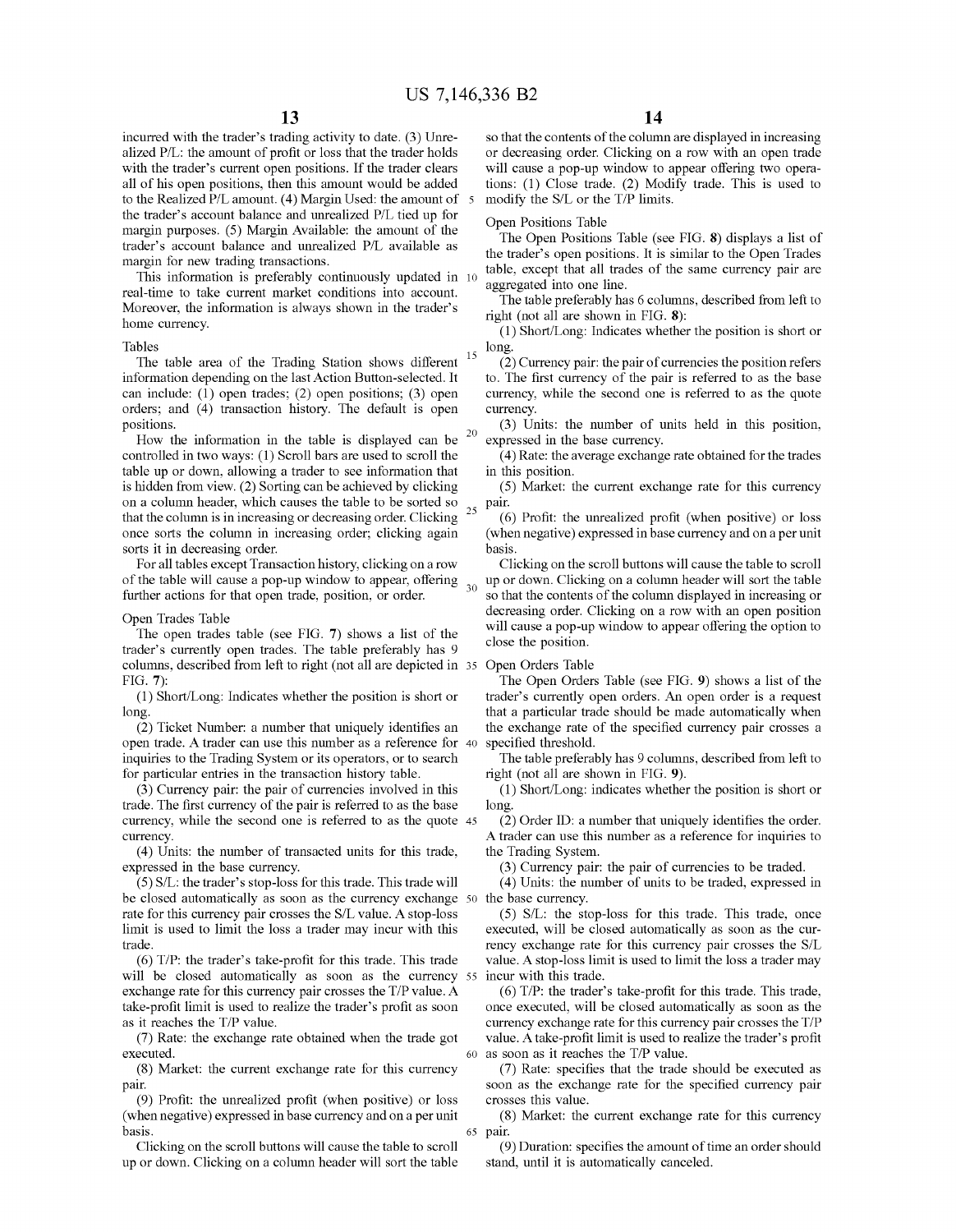incurred with the trader's trading activity to date. (3) Unrealized P/L: the amount of profit or loss that the trader holds with the trader's current open positions. If the trader clears all of his open positions, then this amount would be added to the Realized P/L amount. (4) Margin Used: the amount of the trader's account balance and unrealized P/L tied up for margin purposes. (5) Margin Available: the amount of the trader's account balance and unrealized P/L available as margin for new trading transactions.

This information is preferably continuously updated in real-time to take current market conditions into account. Moreover, the information is always shown in the trader's home currency.

### Tables

The table area of the Trading Station shows different information depending on the last Action Button-selected. It can include: (1) open trades; (2) open positions; (3) open orders; and (4) transaction history. The default is open positions.

How the information in the table is displayed can be controlled in two ways: (1) Scroll bars are used to scroll the table up or down, allowing a trader to see information that is hidden from view. (2) Sorting can be achieved by clicking on a column header, which causes the table to be sorted so that the column is in increasing or decreasing order. Clicking once sorts the column in increasing order; clicking again sorts it in decreasing order.

For all tables except Transaction history, clicking on a row of the table will cause a pop-up window to appear, offering further actions for that open trade, position, or order.

### Open Trades Table

The open trades table (see FIG. 7) shows a list of the trader's currently open trades. The table preferably has 9 columns, described from left to right (not all are depicted in FIG. 7):

(1) Short/Long: Indicates whether the position is short or long.

(2) Ticket Number: a number that uniquely identifies an open trade. A trader can use this number as a reference for inquiries to the Trading System or its operators, or to search for particular entries in the transaction history table.

(3) Currency pair: the pair of currencies involved in this trade. The first currency of the pair is referred to as the base currency, while the second one is referred to as the quote currency.

(4) Units: the number of transacted units for this trade, expressed in the base currency.

(5) S/L: the trader's stop-loss for this trade. This trade will be closed automatically as soon as the currency exchange rate for this currency pair crosses the S/L value. A stop-loss limit is used to limit the loss a trader may incur with this trade.

(6) T/P: the trader's take-profit for this trade. This trade will be closed automatically as soon as the currency exchange rate for this currency pair crosses the T/P value. A take-profit limit is used to realize the trader's profit as soon as it reaches the T/P value.

(7) Rate: the exchange rate obtained when the trade got executed.

(8) Market: the current exchange rate for this currency pair.

(9) Profit: the unrealized profit (when positive) or loss (when negative) expressed in base currency and on a per unit basis.

Clicking on the scroll buttons will cause the table to scroll up or down. Clicking on a column header will sort the table so that the contents of the column are displayed in increasing or decreasing order. Clicking on a row with an open trade will cause a pop-up window to appear offering two operations: (1) Close trade. (2) Modify trade. This is used to modify the S/L or the T/P limits.

### Open Positions Table

The Open Positions Table (see FIG. 8) displays a list of the trader's open positions. It is similar to the Open Trades table, except that all trades of the same currency pair are aggregated into one line.

The table preferably has 6 columns, described from left to right (not all are shown in FIG. 8):

(1) Short/Long: Indicates whether the position is short or long.

(2) Currency pair: the pair of currencies the position refers to. The first currency of the pair is referred to as the base currency, while the second one is referred to as the quote currency.

(3) Units: the number of units held in this position, expressed in the base currency.

(4) Rate: the average exchange rate obtained for the trades in this position.

(5) Market: the current exchange rate for this currency pair.

(6) Profit: the unrealized profit (when positive) or loss (when negative) expressed in base currency and on a per unit basis.

Clicking on the scroll buttons will cause the table to scroll up or down. Clicking on a column header will sort the table so that the contents of the column displayed in increasing or decreasing order. Clicking on a row with an open position will cause a pop-up window to appear offering the option to close the position.

### Open Orders Table

The Open Orders Table (see FIG. 9) shows a list of the trader's currently open orders. An open order is a request that a particular trade should be made automatically when the exchange rate of the specified currency pair crosses a specified threshold.

The table preferably has 9 columns, described from left to right (not all are shown in FIG. 9).

(1) Short/Long: indicates whether the position is short or long.

(2) Order ID: a number that uniquely identifies the order. A trader can use this number as a reference for inquiries to the Trading System.

(3) Currency pair: the pair of currencies to be traded.

(4) Units: the number of units to be traded, expressed in the base currency.

(5) S/L: the stop-loss for this trade. This trade, once executed, will be closed automatically as soon as the currency exchange rate for this currency pair crosses the S/L value. A stop-loss limit is used to limit the loss a trader may incur with this trade.

(6) T/P: the trader's take-profit for this trade. This trade, once executed, will be closed automatically as soon as the currency exchange rate for this currency pair crosses the T/P value. A take-profit limit is used to realize the trader's profit as soon as it reaches the T/P value.

(7) Rate: specifies that the trade should be executed as soon as the exchange rate for the specified currency pair crosses this value.

(8) Market: the current exchange rate for this currency pair.

(9) Duration: specifies the amount of time an order should stand, until it is automatically canceled.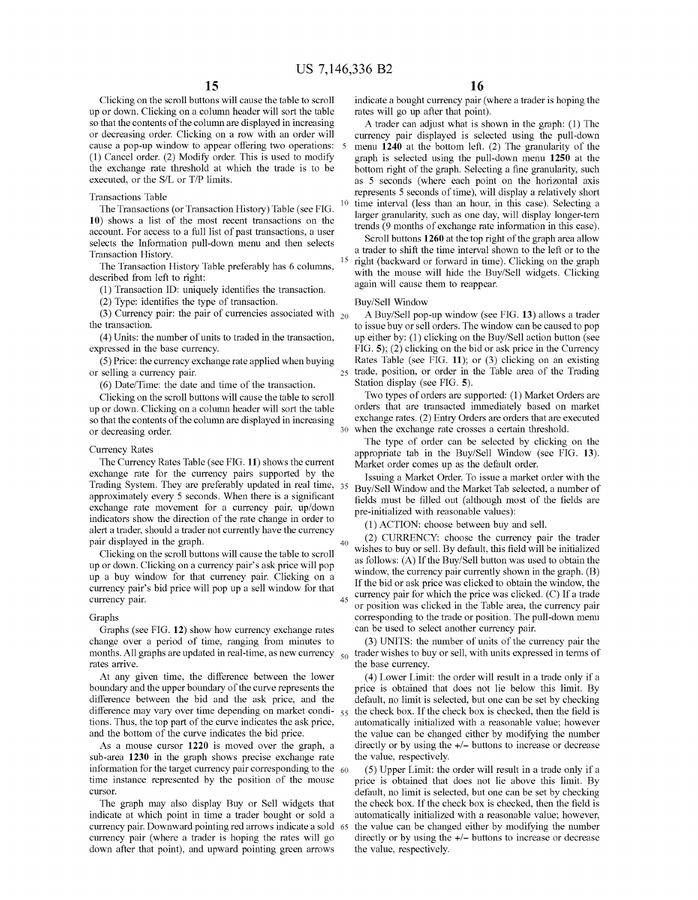Clicking on the scroll buttons will cause the table to scroll up or down. Clicking on a column header will sort the table so that the contents of the column are displayed in increasing or decreasing order. Clicking on a row with an order will cause a pop-up window to appear offering two operations: (1) Cancel order. (2) Modify order. This is used to modify the exchange rate threshold at which the trade is to be executed, or the S/L or T/P limits.

Transactions Table

The Transactions (or Transaction History) Table (see FIG. 10) shows a list of the most recent transactions on the account. For access to a full list of past transactions, a user selects the Information pull-down menu and then selects Transaction History.

The Transaction History Table preferably has 6 columns, described from left to right:

(1) Transaction ID: uniquely identifies the transaction.

(2) Type: identifies the type of transaction.

(3) Currency pair: the pair of currencies associated with the transaction.

(4) Units: the number of units to traded in the transaction, expressed in the base currency.

(5) Price: the currency exchange rate applied when buying or selling a currency pair.

(6) Date/Time: the date and time of the transaction.

Clicking on the scroll buttons will cause the table to scroll up or down. Clicking on a column header will sort the table so that the contents of the column are displayed in increasing or decreasing order.

Currency Rates

The Currency Rates Table (see FIG. 11) shows the current exchange rate for the currency pairs supported by the Trading System. They are preferably updated in real time, approximately every 5 seconds. When there is a significant exchange rate movement for a currency pair, up/down indicators show the direction of the rate change in order to alert a trader, should a trader not currently have the currency pair displayed in the graph.

Clicking on the scroll buttons will cause the table to scroll up or down. Clicking on a currency pair's ask price will pop up a buy window for that currency pair. Clicking on a currency pair's bid price will pop up a sell window for that currency pair.

Graphs

Graphs (see FIG. 12) show how currency exchange rates change over a period of time, ranging from minutes to months. All graphs are updated in real-time, as new currency rates arrive.

At any given time, the difference between the lower boundary and the upper boundary of the curve represents the difference between the bid and the ask price, and the difference may vary over time depending on market conditions. Thus, the top part of the curve indicates the ask price, and the bottom of the curve indicates the bid price.

As a mouse cursor 1220 is moved over the graph, a sub-area 1230 in the graph shows precise exchange rate information for the target currency pair corresponding to the time instance represented by the position of the mouse cursor.

The graph may also display Buy or Sell widgets that indicate at which point in time a trader bought or sold a currency pair. Downward pointing red arrows indicate a sold currency pair (where a trader is hoping the rates will go down after that point), and upward pointing green arrows indicate a bought currency pair (where a trader is hoping the rates will go up after that point).

A trader can adjust what is shown in the graph: (1) The currency pair displayed is selected using the pull-down menu 1240 at the bottom left. (2) The granularity of the graph is selected using the pull-down menu 1250 at the bottom right of the graph. Selecting a fine granularity, such as 5 seconds (where each point on the horizontal axis represents 5 seconds of time), will display a relatively short time interval (less than an hour, in this case). Selecting a larger granularity, such as one day, will display longer-term trends (9 months of exchange rate information in this case).

Scroll buttons 1260 at the top right of the graph area allow a trader to shift the time interval shown to the left or to the right (backward or forward in time). Clicking on the graph with the mouse will hide the Buy/Sell widgets. Clicking again will cause them to reappear.

Buy/Sell Window

A Buy/Sell pop-up window (see FIG. 13) allows a trader to issue buy or sell orders. The window can be caused to pop up either by: (1) clicking on the Buy/Sell action button (see FIG. 5); (2) clicking on the bid or ask price in the Currency Rates Table (see FIG. 11); or (3) clicking on an existing trade, position, or order in the Table area of the Trading Station display (see FIG. 5).

Two types of orders are supported: (1) Market Orders are orders that are transacted immediately based on market exchange rates. (2) Entry Orders are orders that are executed when the exchange rate crosses a certain threshold.

The type of order can be selected by clicking on the appropriate tab in the Buy/Sell Window (see FIG. 13). Market order comes up as the default order.

Issuing a Market Order. To issue a market order with the Buy/Sell Window and the Market Tab selected, a number of fields must be filled out (although most of the fields are pre-initialized with reasonable values):

(1) ACTION: choose between buy and sell.

(2) CURRENCY: choose the currency pair the trader wishes to buy or sell. By default, this field will be initialized as follows: (A) If the Buy/Sell button was used to obtain the window, the currency pair currently shown in the graph. (B) If the bid or ask price was clicked to obtain the window, the currency pair for which the price was clicked. (C) If a trade or position was clicked in the Table area, the currency pair corresponding to the trade or position. The pull-down menu can be used to select another currency pair.

(3) UNITS: the number of units of the currency pair the trader wishes to buy or sell, with units expressed in terms of the base currency.

(4) Lower Limit: the order will result in a trade only if a price is obtained that does not lie below this limit. By default, no limit is selected, but one can be set by checking the check box. If the check box is checked, then the field is automatically initialized with a reasonable value; however the value can be changed either by modifying the number directly or by using the +/− buttons to increase or decrease the value, respectively.

(5) Upper Limit: the order will result in a trade only if a price is obtained that does not lie above this limit. By default, no limit is selected, but one can be set by checking the check box. If the check box is checked, then the field is automatically initialized with a reasonable value; however, the value can be changed either by modifying the number directly or by using the +/− buttons to increase or decrease the value, respectively.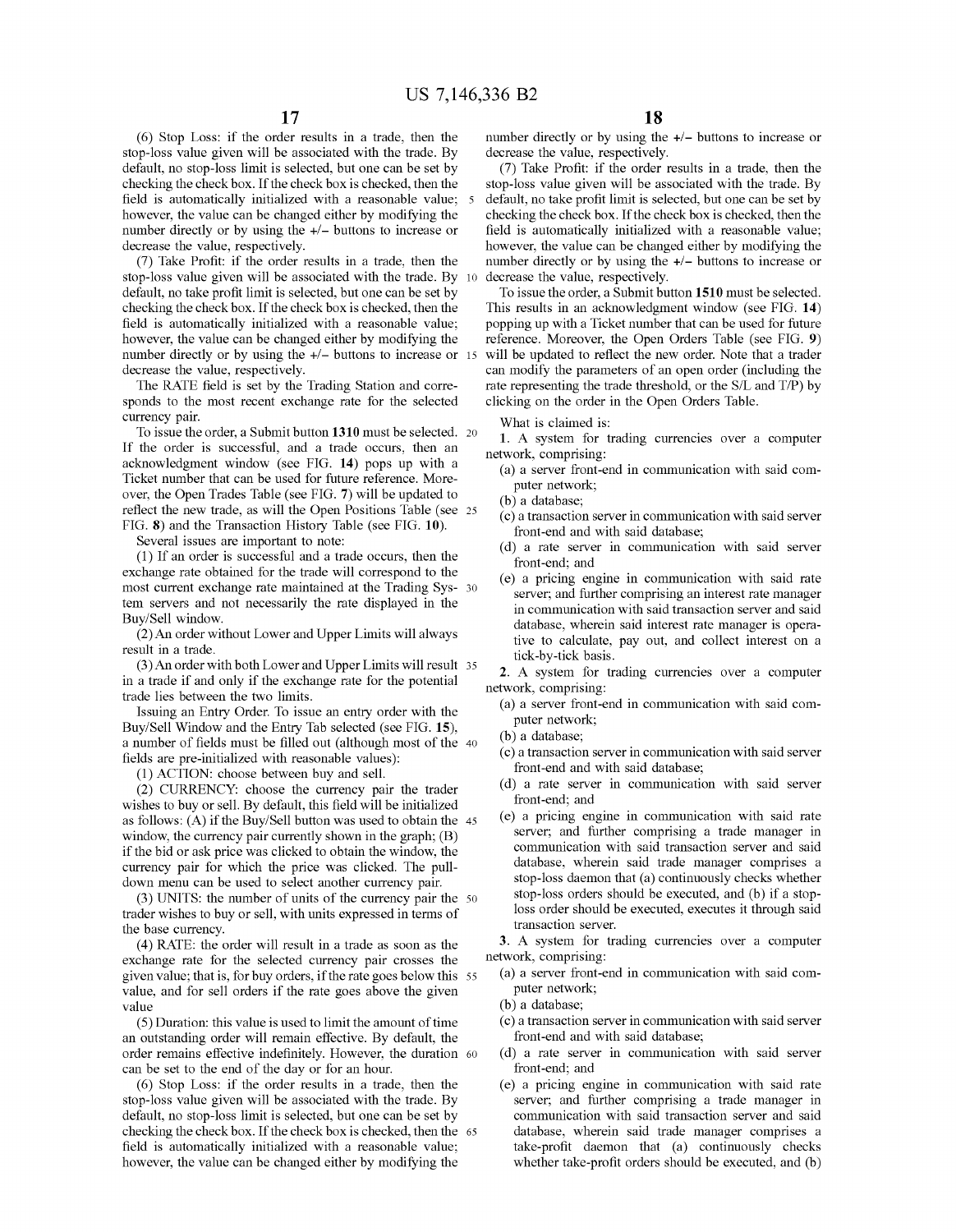(6) Stop Loss: if the order results in a trade, then the stop-loss value given will be associated with the trade. By default, no stop-loss limit is selected, but one can be set by checking the check box. If the check box is checked, then the field is automatically initialized with a reasonable value; however, the value can be changed either by modifying the number directly or by using the +/− buttons to increase or decrease the value, respectively.

(7) Take Profit: if the order results in a trade, then the stop-loss value given will be associated with the trade. By default, no take profit limit is selected, but one can be set by checking the check box. If the check box is checked, then the field is automatically initialized with a reasonable value; however, the value can be changed either by modifying the number directly or by using the +/− buttons to increase or decrease the value, respectively.

The RATE field is set by the Trading Station and corresponds to the most recent exchange rate for the selected currency pair.

To issue the order, a Submit button **1310** must be selected. If the order is successful, and a trade occurs, then an acknowledgment window (see FIG. **14**) pops up with a Ticket number that can be used for future reference. Moreover, the Open Trades Table (see FIG. **7**) will be updated to reflect the new trade, as will the Open Positions Table (see FIG. **8**) and the Transaction History Table (see FIG. **10**).

Several issues are important to note:

(1) If an order is successful and a trade occurs, then the exchange rate obtained for the trade will correspond to the most current exchange rate maintained at the Trading System servers and not necessarily the rate displayed in the Buy/Sell window.

(2) An order without Lower and Upper Limits will always result in a trade.

(3) An order with both Lower and Upper Limits will result in a trade if and only if the exchange rate for the potential trade lies between the two limits.

Issuing an Entry Order. To issue an entry order with the Buy/Sell Window and the Entry Tab selected (see FIG. **15**), a number of fields must be filled out (although most of the fields are pre-initialized with reasonable values):

(1) ACTION: choose between buy and sell.

(2) CURRENCY: choose the currency pair the trader wishes to buy or sell. By default, this field will be initialized as follows: (A) if the Buy/Sell button was used to obtain the window, the currency pair currently shown in the graph; (B) if the bid or ask price was clicked to obtain the window, the currency pair for which the price was clicked. The pull-down menu can be used to select another currency pair.

(3) UNITS: the number of units of the currency pair the trader wishes to buy or sell, with units expressed in terms of the base currency.

(4) RATE: the order will result in a trade as soon as the exchange rate for the selected currency pair crosses the given value; that is, for buy orders, if the rate goes below this value, and for sell orders if the rate goes above the given value

(5) Duration: this value is used to limit the amount of time an outstanding order will remain effective. By default, the order remains effective indefinitely. However, the duration can be set to the end of the day or for an hour.

(6) Stop Loss: if the order results in a trade, then the stop-loss value given will be associated with the trade. By default, no stop-loss limit is selected, but one can be set by checking the check box. If the check box is checked, then the field is automatically initialized with a reasonable value; however, the value can be changed either by modifying the number directly or by using the +/− buttons to increase or decrease the value, respectively.

(7) Take Profit: if the order results in a trade, then the stop-loss value given will be associated with the trade. By default, no take profit limit is selected, but one can be set by checking the check box. If the check box is checked, then the field is automatically initialized with a reasonable value; however, the value can be changed either by modifying the number directly or by using the +/− buttons to increase or decrease the value, respectively.

To issue the order, a Submit button **1510** must be selected. This results in an acknowledgment window (see FIG. **14**) popping up with a Ticket number that can be used for future reference. Moreover, the Open Orders Table (see FIG. **9**) will be updated to reflect the new order. Note that a trader can modify the parameters of an open order (including the rate representing the trade threshold, or the S/L and T/P) by clicking on the order in the Open Orders Table.

What is claimed is:

**1**. A system for trading currencies over a computer network, comprising:

(a) a server front-end in communication with said computer network;

(b) a database;

(c) a transaction server in communication with said server front-end and with said database;

(d) a rate server in communication with said server front-end; and

(e) a pricing engine in communication with said rate server; and further comprising an interest rate manager in communication with said transaction server and said database, wherein said interest rate manager is operative to calculate, pay out, and collect interest on a tick-by-tick basis.

**2**. A system for trading currencies over a computer network, comprising:

(a) a server front-end in communication with said computer network;

(b) a database;

(c) a transaction server in communication with said server front-end and with said database;

(d) a rate server in communication with said server front-end; and

(e) a pricing engine in communication with said rate server; and further comprising a trade manager in communication with said transaction server and said database, wherein said trade manager comprises a stop-loss daemon that (a) continuously checks whether stop-loss orders should be executed, and (b) if a stop-loss order should be executed, executes it through said transaction server.

**3**. A system for trading currencies over a computer network, comprising:

(a) a server front-end in communication with said computer network;

(b) a database;

(c) a transaction server in communication with said server front-end and with said database;

(d) a rate server in communication with said server front-end; and

(e) a pricing engine in communication with said rate server; and further comprising a trade manager in communication with said transaction server and said database, wherein said trade manager comprises a take-profit daemon that (a) continuously checks whether take-profit orders should be executed, and (b)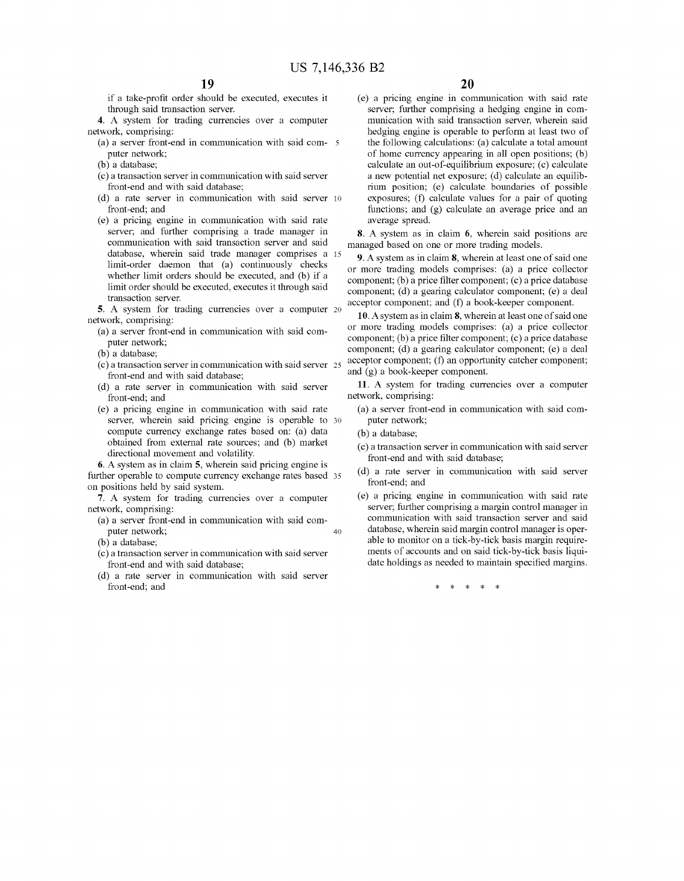if a take-profit order should be executed, executes it through said transaction server.

**4**. A system for trading currencies over a computer network, comprising:

(a) a server front-end in communication with said computer network;

(b) a database;

(c) a transaction server in communication with said server front-end and with said database;

(d) a rate server in communication with said server front-end; and

(e) a pricing engine in communication with said rate server; and further comprising a trade manager in communication with said transaction server and said database, wherein said trade manager comprises a limit-order daemon that (a) continuously checks whether limit orders should be executed, and (b) if a limit order should be executed, executes it through said transaction server.

**5**. A system for trading currencies over a computer network, comprising:

(a) a server front-end in communication with said computer network;

(b) a database;

(c) a transaction server in communication with said server front-end and with said database;

(d) a rate server in communication with said server front-end; and

(e) a pricing engine in communication with said rate server, wherein said pricing engine is operable to compute currency exchange rates based on: (a) data obtained from external rate sources; and (b) market directional movement and volatility.

**6**. A system as in claim **5**, wherein said pricing engine is further operable to compute currency exchange rates based on positions held by said system.

**7**. A system for trading currencies over a computer network, comprising:

(a) a server front-end in communication with said computer network;

(b) a database;

(c) a transaction server in communication with said server front-end and with said database;

(d) a rate server in communication with said server front-end; and

(e) a pricing engine in communication with said rate server; further comprising a hedging engine in communication with said transaction server, wherein said hedging engine is operable to perform at least two of the following calculations: (a) calculate a total amount of home currency appearing in all open positions; (b) calculate an out-of-equilibrium exposure; (c) calculate a new potential net exposure; (d) calculate an equilibrium position; (e) calculate boundaries of possible exposures; (f) calculate values for a pair of quoting functions; and (g) calculate an average price and an average spread.

**8**. A system as in claim **6**, wherein said positions are managed based on one or more trading models.

**9**. A system as in claim **8**, wherein at least one of said one or more trading models comprises: (a) a price collector component; (b) a price filter component; (c) a price database component; (d) a gearing calculator component; (e) a deal acceptor component; and (f) a book-keeper component.

**10**. A system as in claim **8**, wherein at least one of said one or more trading models comprises: (a) a price collector component; (b) a price filter component; (c) a price database component; (d) a gearing calculator component; (e) a deal acceptor component; (f) an opportunity catcher component; and (g) a book-keeper component.

**11**. A system for trading currencies over a computer network, comprising:

(a) a server front-end in communication with said computer network;

(b) a database;

(c) a transaction server in communication with said server front-end and with said database;

(d) a rate server in communication with said server front-end; and

(e) a pricing engine in communication with said rate server; further comprising a margin control manager in communication with said transaction server and said database, wherein said margin control manager is operable to monitor on a tick-by-tick basis margin requirements of accounts and on said tick-by-tick basis liquidate holdings as needed to maintain specified margins.

* * * * *